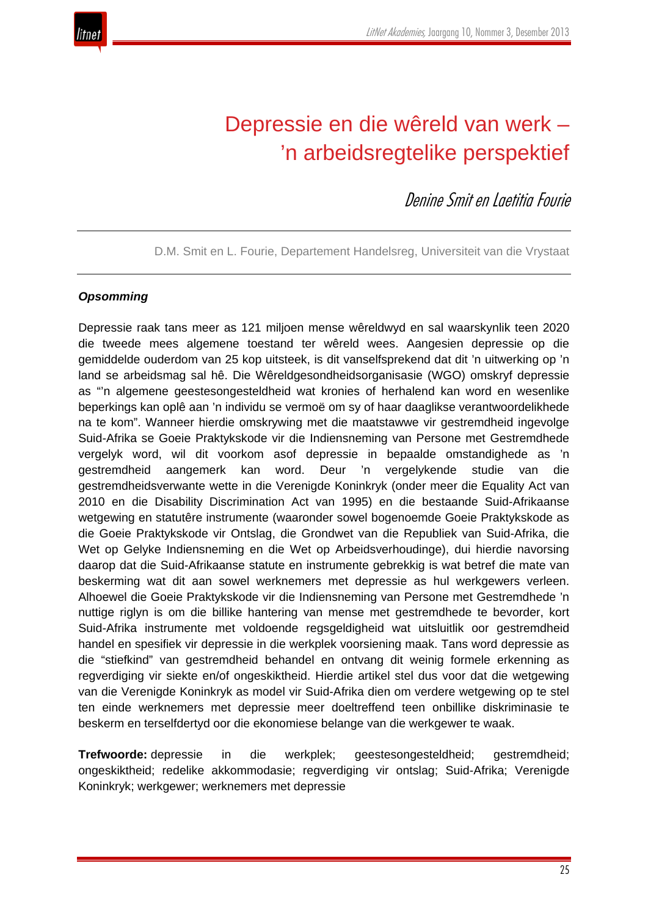# Depressie en die wêreld van werk – ’n arbeidsregtelike perspektief

*Denine Smit en Laetitia Fourie*

D.M. Smit en L. Fourie, Departement Handelsreg, Universiteit van die Vrystaat

***Opsomming***

Depressie raak tans meer as 121 miljoen mense wêreldwyd en sal waarskynlik teen 2020 die tweede mees algemene toestand ter wêreld wees. Aangesien depressie op die gemiddelde ouderdom van 25 kop uitsteek, is dit vanselfsprekend dat dit ’n uitwerking op ’n land se arbeidsmag sal hê. Die Wêreldgesondheidsorganisasie (WGO) omskryf depressie as “’n algemene geestesongesteldheid wat kronies of herhalend kan word en wesenlike beperkings kan oplê aan ’n individu se vermoë om sy of haar daaglikse verantwoordelikhede na te kom”. Wanneer hierdie omskrywing met die maatstawwe vir gestremdheid ingevolge Suid-Afrika se Goeie Praktykskode vir die Indiensneming van Persone met Gestremdhede vergelyk word, wil dit voorkom asof depressie in bepaalde omstandighede as ’n gestremdheid aangemerk kan word. Deur ’n vergelykende studie van die gestremdheidsverwante wette in die Verenigde Koninkryk (onder meer die Equality Act van 2010 en die Disability Discrimination Act van 1995) en die bestaande Suid-Afrikaanse wetgewing en statutêre instrumente (waaronder sowel bogenoemde Goeie Praktykskode as die Goeie Praktykskode vir Ontslag, die Grondwet van die Republiek van Suid-Afrika, die Wet op Gelyke Indiensneming en die Wet op Arbeidsverhoudinge), dui hierdie navorsing daarop dat die Suid-Afrikaanse statute en instrumente gebrekkig is wat betref die mate van beskerming wat dit aan sowel werknemers met depressie as hul werkgewers verleen. Alhoewel die Goeie Praktykskode vir die Indiensneming van Persone met Gestremdhede ’n nuttige riglyn is om die billike hantering van mense met gestremdhede te bevorder, kort Suid-Afrika instrumente met voldoende regsgeldigheid wat uitsluitlik oor gestremdheid handel en spesifiek vir depressie in die werkplek voorsiening maak. Tans word depressie as die “stiefkind” van gestremdheid behandel en ontvang dit weinig formele erkenning as regverdiging vir siekte en/of ongeskiktheid. Hierdie artikel stel dus voor dat die wetgewing van die Verenigde Koninkryk as model vir Suid-Afrika dien om verdere wetgewing op te stel ten einde werknemers met depressie meer doeltreffend teen onbillike diskriminasie te beskerm en terselfdertyd oor die ekonomiese belange van die werkgewer te waak.

**Trefwoorde:** depressie in die werkplek; geestesongesteldheid; gestremdheid; ongeskiktheid; redelike akkommodasie; regverdiging vir ontslag; Suid-Afrika; Verenigde Koninkryk; werkgewer; werknemers met depressie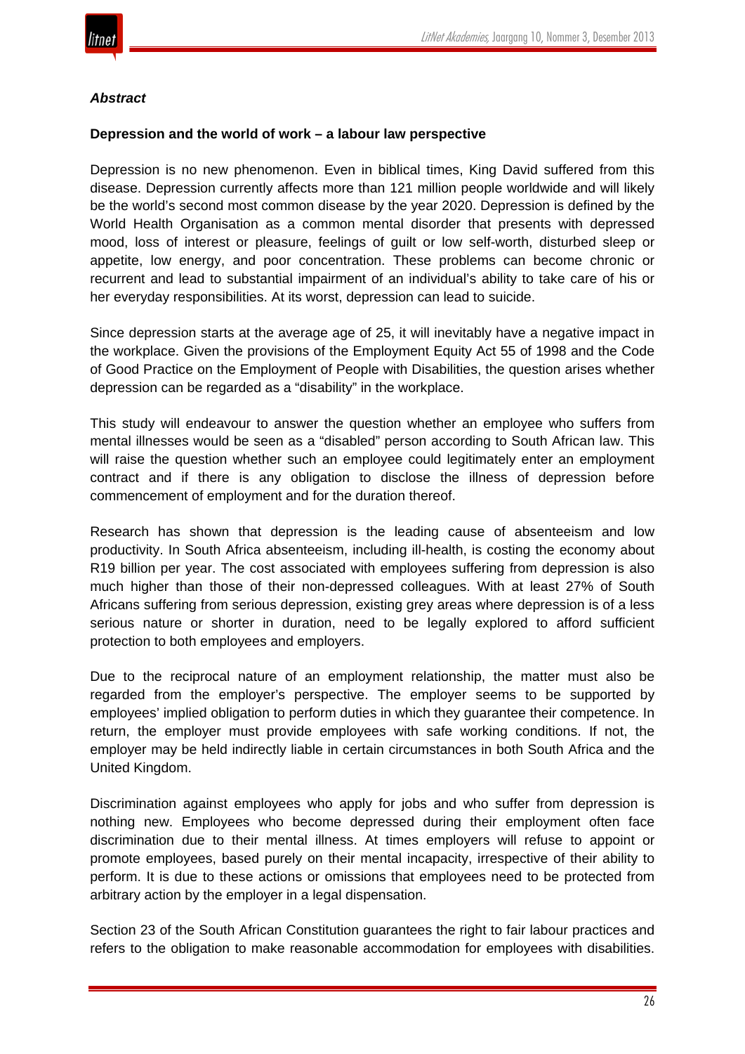***Abstract***

**Depression and the world of work – a labour law perspective**

Depression is no new phenomenon. Even in biblical times, King David suffered from this disease. Depression currently affects more than 121 million people worldwide and will likely be the world's second most common disease by the year 2020. Depression is defined by the World Health Organisation as a common mental disorder that presents with depressed mood, loss of interest or pleasure, feelings of guilt or low self-worth, disturbed sleep or appetite, low energy, and poor concentration. These problems can become chronic or recurrent and lead to substantial impairment of an individual's ability to take care of his or her everyday responsibilities. At its worst, depression can lead to suicide.

Since depression starts at the average age of 25, it will inevitably have a negative impact in the workplace. Given the provisions of the Employment Equity Act 55 of 1998 and the Code of Good Practice on the Employment of People with Disabilities, the question arises whether depression can be regarded as a "disability" in the workplace.

This study will endeavour to answer the question whether an employee who suffers from mental illnesses would be seen as a "disabled" person according to South African law. This will raise the question whether such an employee could legitimately enter an employment contract and if there is any obligation to disclose the illness of depression before commencement of employment and for the duration thereof.

Research has shown that depression is the leading cause of absenteeism and low productivity. In South Africa absenteeism, including ill-health, is costing the economy about R19 billion per year. The cost associated with employees suffering from depression is also much higher than those of their non-depressed colleagues. With at least 27% of South Africans suffering from serious depression, existing grey areas where depression is of a less serious nature or shorter in duration, need to be legally explored to afford sufficient protection to both employees and employers.

Due to the reciprocal nature of an employment relationship, the matter must also be regarded from the employer's perspective. The employer seems to be supported by employees' implied obligation to perform duties in which they guarantee their competence. In return, the employer must provide employees with safe working conditions. If not, the employer may be held indirectly liable in certain circumstances in both South Africa and the United Kingdom.

Discrimination against employees who apply for jobs and who suffer from depression is nothing new. Employees who become depressed during their employment often face discrimination due to their mental illness. At times employers will refuse to appoint or promote employees, based purely on their mental incapacity, irrespective of their ability to perform. It is due to these actions or omissions that employees need to be protected from arbitrary action by the employer in a legal dispensation.

Section 23 of the South African Constitution guarantees the right to fair labour practices and refers to the obligation to make reasonable accommodation for employees with disabilities.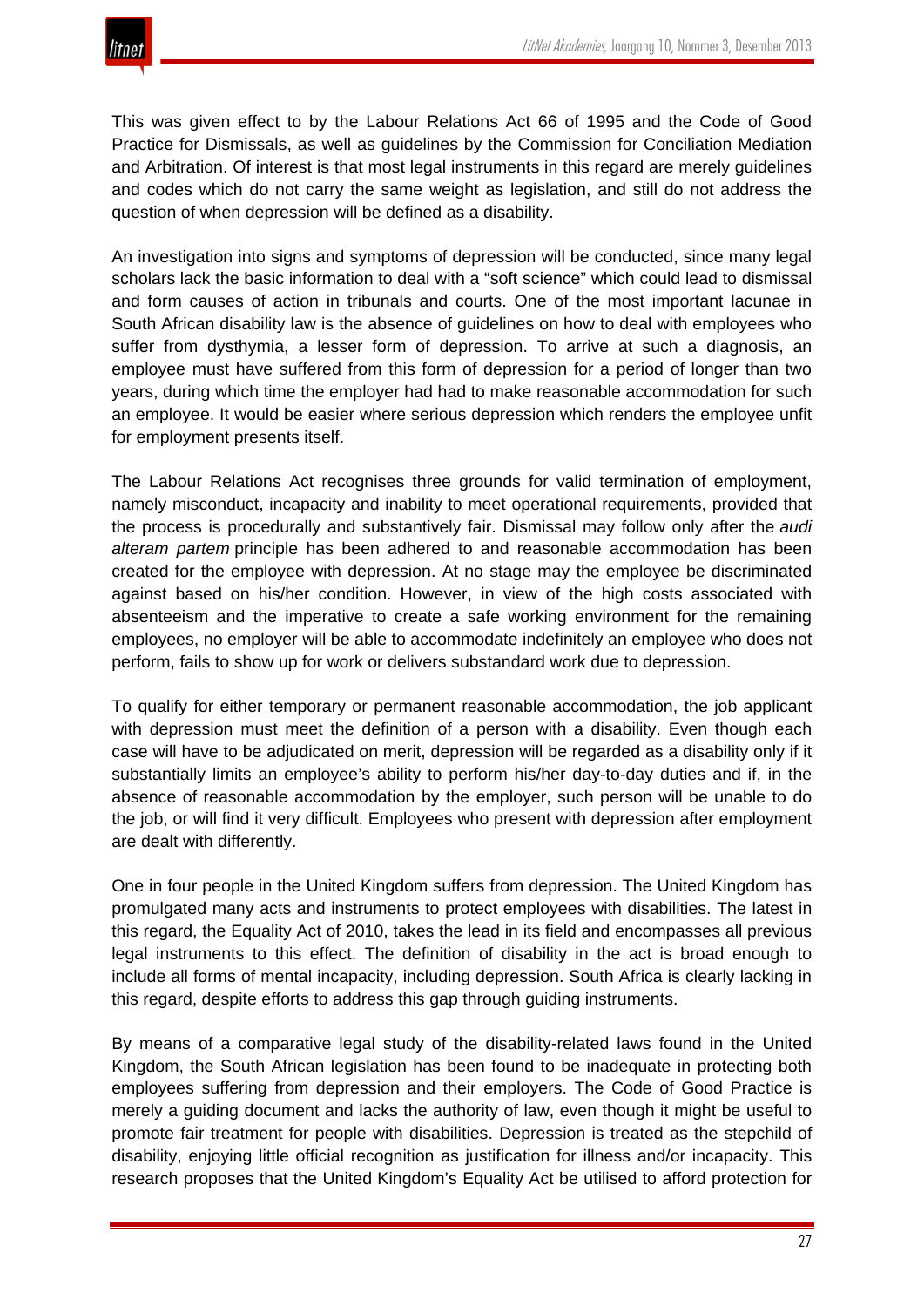This was given effect to by the Labour Relations Act 66 of 1995 and the Code of Good Practice for Dismissals, as well as guidelines by the Commission for Conciliation Mediation and Arbitration. Of interest is that most legal instruments in this regard are merely guidelines and codes which do not carry the same weight as legislation, and still do not address the question of when depression will be defined as a disability.

An investigation into signs and symptoms of depression will be conducted, since many legal scholars lack the basic information to deal with a "soft science" which could lead to dismissal and form causes of action in tribunals and courts. One of the most important lacunae in South African disability law is the absence of guidelines on how to deal with employees who suffer from dysthymia, a lesser form of depression. To arrive at such a diagnosis, an employee must have suffered from this form of depression for a period of longer than two years, during which time the employer had had to make reasonable accommodation for such an employee. It would be easier where serious depression which renders the employee unfit for employment presents itself.

The Labour Relations Act recognises three grounds for valid termination of employment, namely misconduct, incapacity and inability to meet operational requirements, provided that the process is procedurally and substantively fair. Dismissal may follow only after the *audi alteram partem* principle has been adhered to and reasonable accommodation has been created for the employee with depression. At no stage may the employee be discriminated against based on his/her condition. However, in view of the high costs associated with absenteeism and the imperative to create a safe working environment for the remaining employees, no employer will be able to accommodate indefinitely an employee who does not perform, fails to show up for work or delivers substandard work due to depression.

To qualify for either temporary or permanent reasonable accommodation, the job applicant with depression must meet the definition of a person with a disability. Even though each case will have to be adjudicated on merit, depression will be regarded as a disability only if it substantially limits an employee's ability to perform his/her day-to-day duties and if, in the absence of reasonable accommodation by the employer, such person will be unable to do the job, or will find it very difficult. Employees who present with depression after employment are dealt with differently.

One in four people in the United Kingdom suffers from depression. The United Kingdom has promulgated many acts and instruments to protect employees with disabilities. The latest in this regard, the Equality Act of 2010, takes the lead in its field and encompasses all previous legal instruments to this effect. The definition of disability in the act is broad enough to include all forms of mental incapacity, including depression. South Africa is clearly lacking in this regard, despite efforts to address this gap through guiding instruments.

By means of a comparative legal study of the disability-related laws found in the United Kingdom, the South African legislation has been found to be inadequate in protecting both employees suffering from depression and their employers. The Code of Good Practice is merely a guiding document and lacks the authority of law, even though it might be useful to promote fair treatment for people with disabilities. Depression is treated as the stepchild of disability, enjoying little official recognition as justification for illness and/or incapacity. This research proposes that the United Kingdom's Equality Act be utilised to afford protection for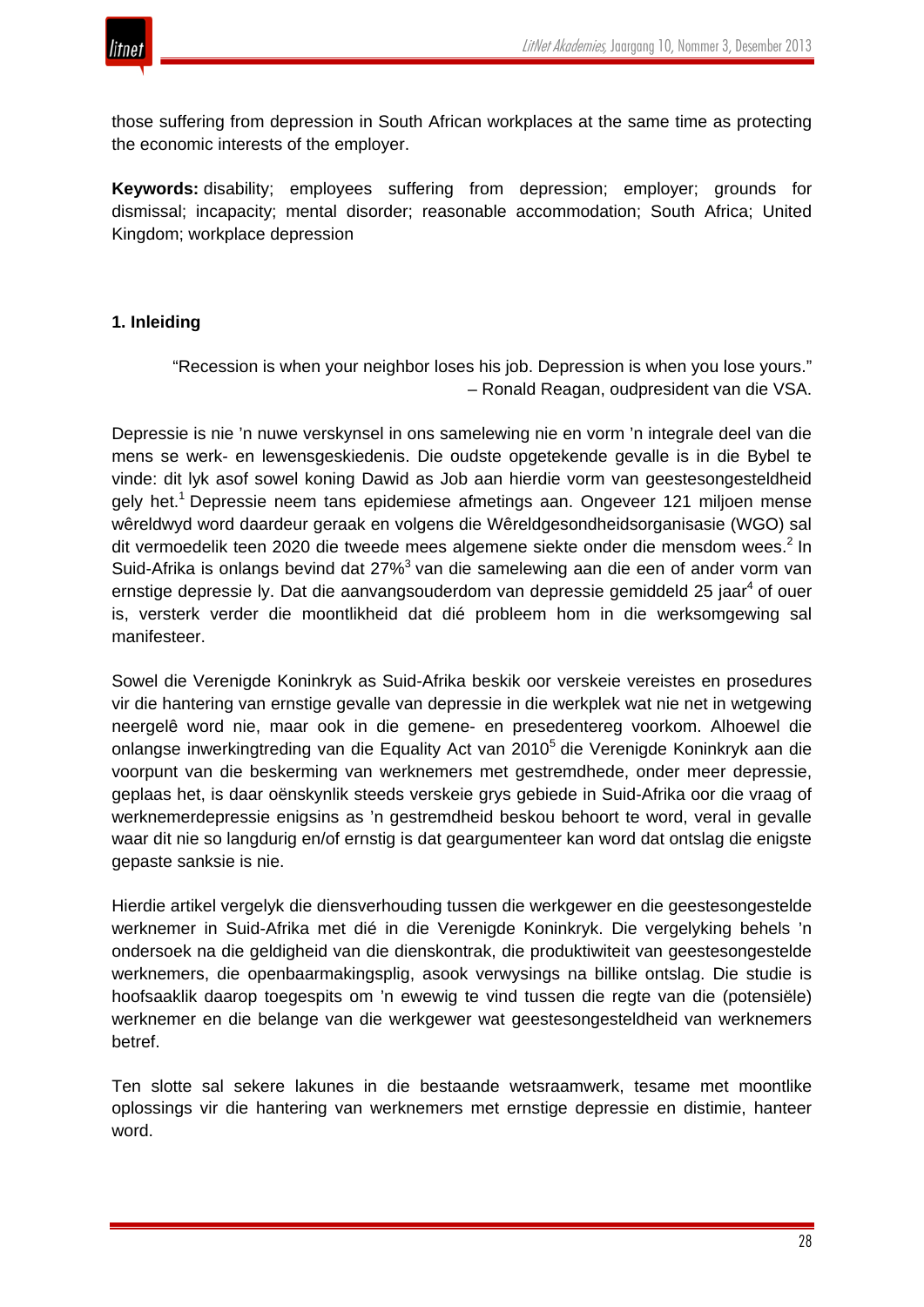those suffering from depression in South African workplaces at the same time as protecting the economic interests of the employer.

**Keywords:** disability; employees suffering from depression; employer; grounds for dismissal; incapacity; mental disorder; reasonable accommodation; South Africa; United Kingdom; workplace depression

## 1. Inleiding

> "Recession is when your neighbor loses his job. Depression is when you lose yours."
> – Ronald Reagan, oudpresident van die VSA.

Depressie is nie 'n nuwe verskynsel in ons samelewing nie en vorm 'n integrale deel van die mens se werk- en lewensgeskiedenis. Die oudste opgetekende gevalle is in die Bybel te vinde: dit lyk asof sowel koning Dawid as Job aan hierdie vorm van geestesongesteldheid gely het.[1] Depressie neem tans epidemiese afmetings aan. Ongeveer 121 miljoen mense wêreldwyd word daardeur geraak en volgens die Wêreldgesondheidsorganisasie (WGO) sal dit vermoedelik teen 2020 die tweede mees algemene siekte onder die mensdom wees.[2] In Suid-Afrika is onlangs bevind dat 27%[3] van die samelewing aan die een of ander vorm van ernstige depressie ly. Dat die aanvangsouderdom van depressie gemiddeld 25 jaar[4] of ouer is, versterk verder die moontlikheid dat dié probleem hom in die werksomgewing sal manifesteer.

Sowel die Verenigde Koninkryk as Suid-Afrika beskik oor verskeie vereistes en prosedures vir die hantering van ernstige gevalle van depressie in die werkplek wat nie net in wetgewing neergelê word nie, maar ook in die gemene- en presedentereg voorkom. Alhoewel die onlangse inwerkingtreding van die Equality Act van 2010[5] die Verenigde Koninkryk aan die voorpunt van die beskerming van werknemers met gestremdhede, onder meer depressie, geplaas het, is daar oënskynlik steeds verskeie grys gebiede in Suid-Afrika oor die vraag of werknemerdepressie enigsins as 'n gestremdheid beskou behoort te word, veral in gevalle waar dit nie so langdurig en/of ernstig is dat geargumenteer kan word dat ontslag die enigste gepaste sanksie is nie.

Hierdie artikel vergelyk die diensverhouding tussen die werkgewer en die geestesongestelde werknemer in Suid-Afrika met dié in die Verenigde Koninkryk. Die vergelyking behels 'n ondersoek na die geldigheid van die dienskontrak, die produktiwiteit van geestesongestelde werknemers, die openbaarmakingsplig, asook verwysings na billike ontslag. Die studie is hoofsaaklik daarop toegespits om 'n ewewig te vind tussen die regte van die (potensiële) werknemer en die belange van die werkgewer wat geestesongesteldheid van werknemers betref.

Ten slotte sal sekere lakunes in die bestaande wetsraamwerk, tesame met moontlike oplossings vir die hantering van werknemers met ernstige depressie en distimie, hanteer word.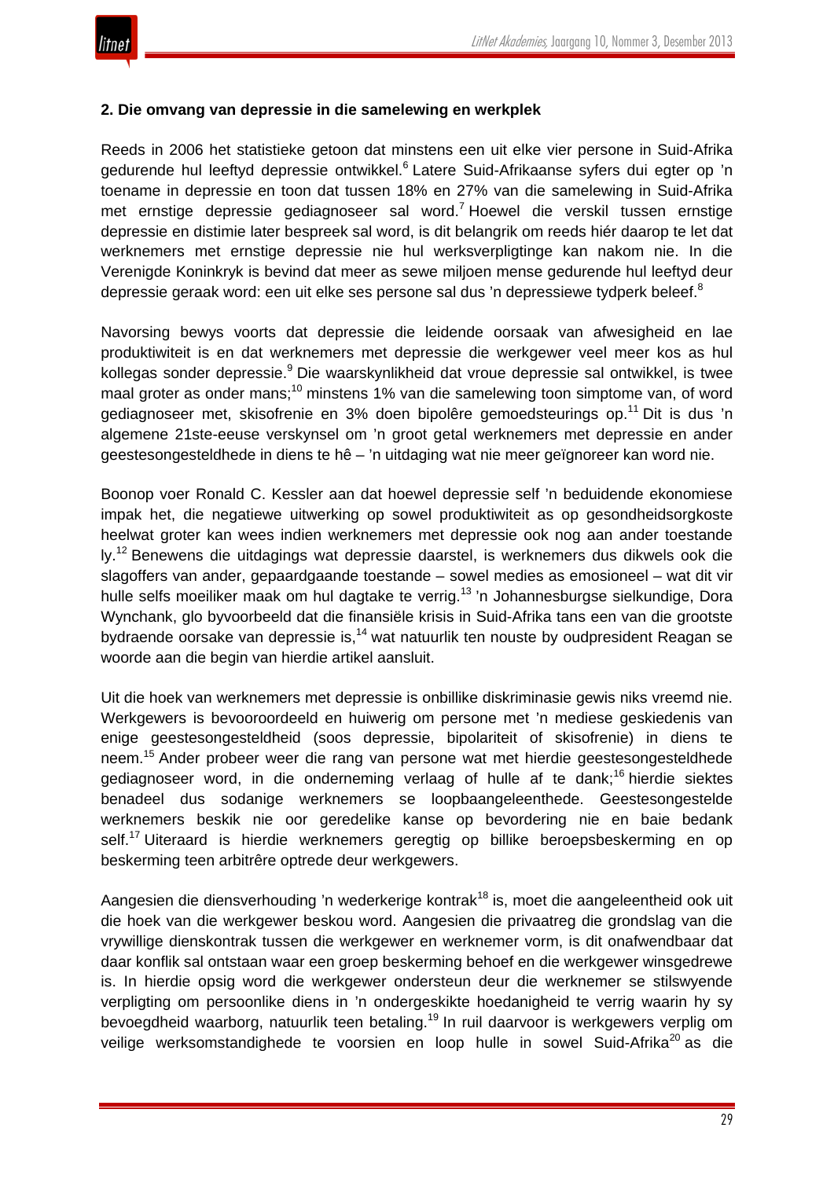**2. Die omvang van depressie in die samelewing en werkplek**

Reeds in 2006 het statistieke getoon dat minstens een uit elke vier persone in Suid-Afrika gedurende hul leeftyd depressie ontwikkel.[6] Latere Suid-Afrikaanse syfers dui egter op 'n toename in depressie en toon dat tussen 18% en 27% van die samelewing in Suid-Afrika met ernstige depressie gediagnoseer sal word.[7] Hoewel die verskil tussen ernstige depressie en distimie later bespreek sal word, is dit belangrik om reeds hiér daarop te let dat werknemers met ernstige depressie nie hul werksverpligtinge kan nakom nie. In die Verenigde Koninkryk is bevind dat meer as sewe miljoen mense gedurende hul leeftyd deur depressie geraak word: een uit elke ses persone sal dus 'n depressiewe tydperk beleef.[8]

Navorsing bewys voorts dat depressie die leidende oorsaak van afwesigheid en lae produktiwiteit is en dat werknemers met depressie die werkgewer veel meer kos as hul kollegas sonder depressie.[9] Die waarskynlikheid dat vroue depressie sal ontwikkel, is twee maal groter as onder mans;[10] minstens 1% van die samelewing toon simptome van, of word gediagnoseer met, skisofrenie en 3% doen bipolêre gemoedsteurings op.[11] Dit is dus 'n algemene 21ste-eeuse verskynsel om 'n groot getal werknemers met depressie en ander geestesongesteldhede in diens te hê – 'n uitdaging wat nie meer geïgnoreer kan word nie.

Boonop voer Ronald C. Kessler aan dat hoewel depressie self 'n beduidende ekonomiese impak het, die negatiewe uitwerking op sowel produktiwiteit as op gesondheidsorgkoste heelwat groter kan wees indien werknemers met depressie ook nog aan ander toestande ly.[12] Benewens die uitdagings wat depressie daarstel, is werknemers dus dikwels ook die slagoffers van ander, gepaardgaande toestande – sowel medies as emosioneel – wat dit vir hulle selfs moeiliker maak om hul dagtake te verrig.[13] 'n Johannesburgse sielkundige, Dora Wynchank, glo byvoorbeeld dat die finansiële krisis in Suid-Afrika tans een van die grootste bydraende oorsake van depressie is,[14] wat natuurlik ten nouste by oudpresident Reagan se woorde aan die begin van hierdie artikel aansluit.

Uit die hoek van werknemers met depressie is onbillike diskriminasie gewis niks vreemd nie. Werkgewers is bevooroordeeld en huiwerig om persone met 'n mediese geskiedenis van enige geestesongesteldheid (soos depressie, bipolariteit of skisofrenie) in diens te neem.[15] Ander probeer weer die rang van persone wat met hierdie geestesongesteldhede gediagnoseer word, in die onderneming verlaag of hulle af te dank;[16] hierdie siektes benadeel dus sodanige werknemers se loopbaangeleenthede. Geestesongestelde werknemers beskik nie oor geredelike kanse op bevordering nie en baie bedank self.[17] Uiteraard is hierdie werknemers geregtig op billike beroepsbeskerming en op beskerming teen arbitrêre optrede deur werkgewers.

Aangesien die diensverhouding 'n wederkerige kontrak[18] is, moet die aangeleentheid ook uit die hoek van die werkgewer beskou word. Aangesien die privaatreg die grondslag van die vrywillige dienskontrak tussen die werkgewer en werknemer vorm, is dit onafwendbaar dat daar konflik sal ontstaan waar een groep beskerming behoef en die werkgewer winsgedrewe is. In hierdie opsig word die werkgewer ondersteun deur die werknemer se stilswyende verpligting om persoonlike diens in 'n ondergeskikte hoedanigheid te verrig waarin hy sy bevoegdheid waarborg, natuurlik teen betaling.[19] In ruil daarvoor is werkgewers verplig om veilige werksomstandighede te voorsien en loop hulle in sowel Suid-Afrika[20] as die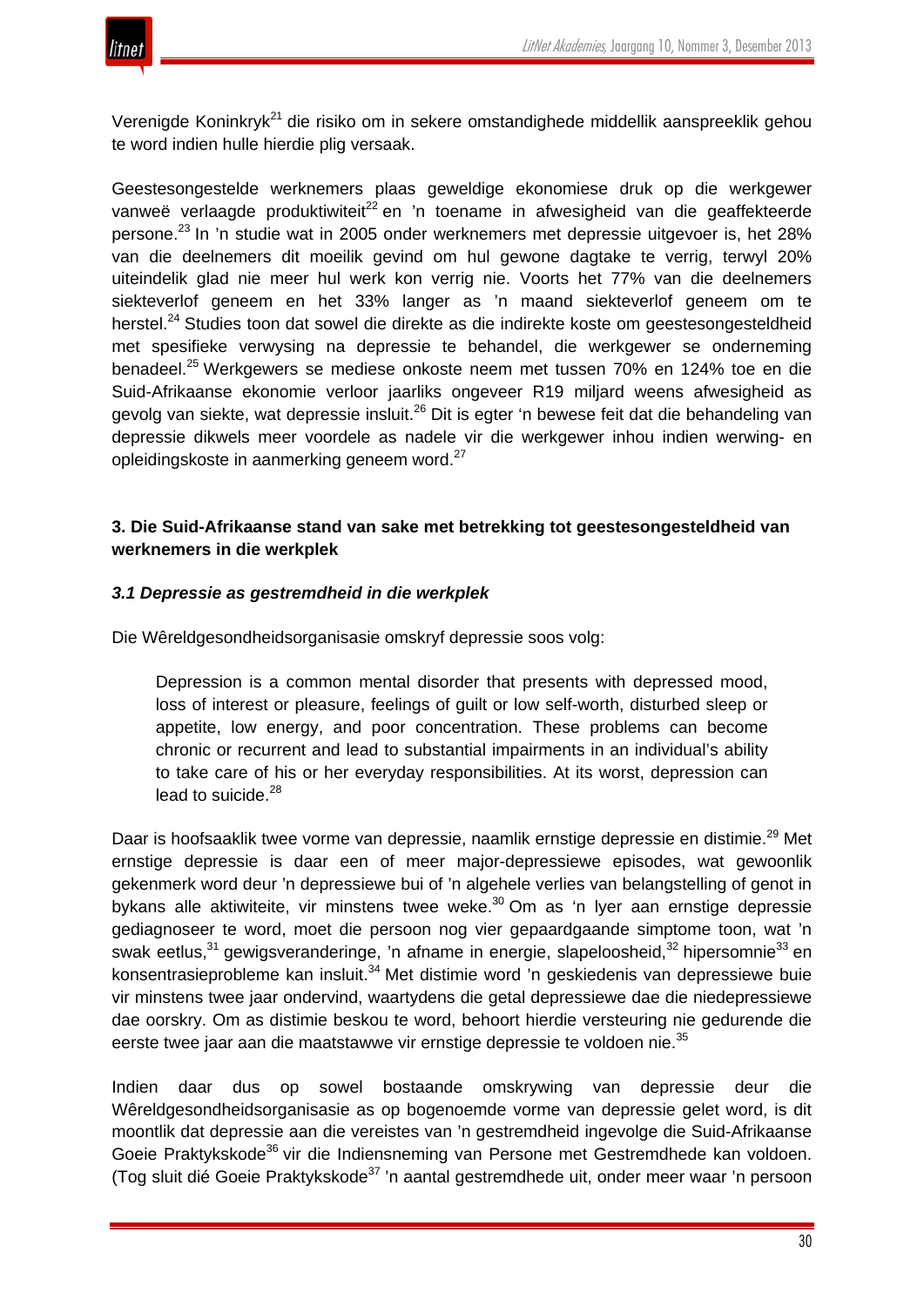Verenigde Koninkryk[21] die risiko om in sekere omstandighede middellik aanspreeklik gehou te word indien hulle hierdie plig versaak.

Geestesongestelde werknemers plaas geweldige ekonomiese druk op die werkgewer vanweë verlaagde produktiwiteit[22] en 'n toename in afwesigheid van die geaffekteerde persone.[23] In 'n studie wat in 2005 onder werknemers met depressie uitgevoer is, het 28% van die deelnemers dit moeilik gevind om hul gewone dagtake te verrig, terwyl 20% uiteindelik glad nie meer hul werk kon verrig nie. Voorts het 77% van die deelnemers siekteverlof geneem en het 33% langer as 'n maand siekteverlof geneem om te herstel.[24] Studies toon dat sowel die direkte as die indirekte koste om geestesongesteldheid met spesifieke verwysing na depressie te behandel, die werkgewer se onderneming benadeel.[25] Werkgewers se mediese onkoste neem met tussen 70% en 124% toe en die Suid-Afrikaanse ekonomie verloor jaarliks ongeveer R19 miljard weens afwesigheid as gevolg van siekte, wat depressie insluit.[26] Dit is egter 'n bewese feit dat die behandeling van depressie dikwels meer voordele as nadele vir die werkgewer inhou indien werwing- en opleidingskoste in aanmerking geneem word.[27]

## 3. Die Suid-Afrikaanse stand van sake met betrekking tot geestesongesteldheid van werknemers in die werkplek

### *3.1 Depressie as gestremdheid in die werkplek*

Die Wêreldgesondheidsorganisasie omskryf depressie soos volg:

> Depression is a common mental disorder that presents with depressed mood, loss of interest or pleasure, feelings of guilt or low self-worth, disturbed sleep or appetite, low energy, and poor concentration. These problems can become chronic or recurrent and lead to substantial impairments in an individual's ability to take care of his or her everyday responsibilities. At its worst, depression can lead to suicide.[28]

Daar is hoofsaaklik twee vorme van depressie, naamlik ernstige depressie en distimie.[29] Met ernstige depressie is daar een of meer major-depressiewe episodes, wat gewoonlik gekenmerk word deur 'n depressiewe bui of 'n algehele verlies van belangstelling of genot in bykans alle aktiwiteite, vir minstens twee weke.[30] Om as 'n lyer aan ernstige depressie gediagnoseer te word, moet die persoon nog vier gepaardgaande simptome toon, wat 'n swak eetlus,[31] gewigsveranderinge, 'n afname in energie, slapeloosheid,[32] hipersomnie[33] en konsentrasieprobleme kan insluit.[34] Met distimie word 'n geskiedenis van depressiewe buie vir minstens twee jaar ondervind, waartydens die getal depressiewe dae die niedepressiewe dae oorskry. Om as distimie beskou te word, behoort hierdie versteuring nie gedurende die eerste twee jaar aan die maatstawwe vir ernstige depressie te voldoen nie.[35]

Indien daar dus op sowel bostaande omskrywing van depressie deur die Wêreldgesondheidsorganisasie as op bogenoemde vorme van depressie gelet word, is dit moontlik dat depressie aan die vereistes van 'n gestremdheid ingevolge die Suid-Afrikaanse Goeie Praktykskode[36] vir die Indiensneming van Persone met Gestremdhede kan voldoen. (Tog sluit dié Goeie Praktykskode[37] 'n aantal gestremdhede uit, onder meer waar 'n persoon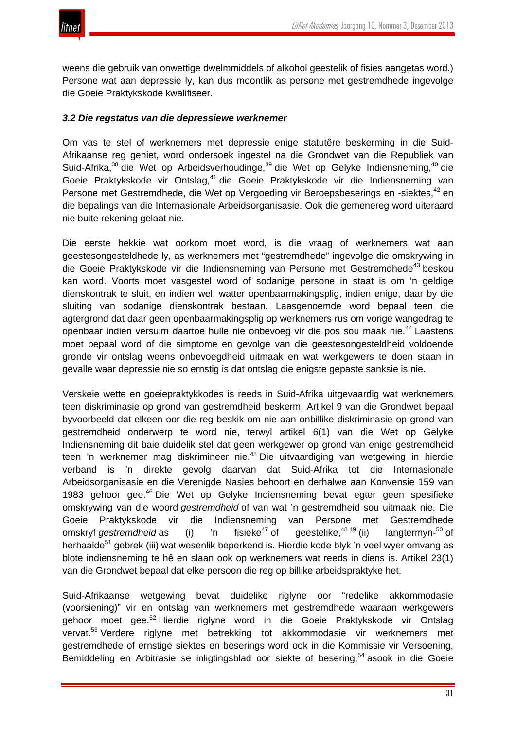weens die gebruik van onwettige dwelmmiddels of alkohol geestelik of fisies aangetas word.) Persone wat aan depressie ly, kan dus moontlik as persone met gestremdhede ingevolge die Goeie Praktykskode kwalifiseer.

### *3.2 Die regstatus van die depressiewe werknemer*

Om vas te stel of werknemers met depressie enige statutêre beskerming in die Suid-Afrikaanse reg geniet, word ondersoek ingestel na die Grondwet van die Republiek van Suid-Afrika,[38] die Wet op Arbeidsverhoudinge,[39] die Wet op Gelyke Indiensneming,[40] die Goeie Praktykskode vir Ontslag,[41] die Goeie Praktykskode vir die Indiensneming van Persone met Gestremdhede, die Wet op Vergoeding vir Beroepsbeserings en -siektes,[42] en die bepalings van die Internasionale Arbeidsorganisasie. Ook die gemenereg word uiteraard nie buite rekening gelaat nie.

Die eerste hekkie wat oorkom moet word, is die vraag of werknemers wat aan geestesongesteldhede ly, as werknemers met "gestremdhede" ingevolge die omskrywing in die Goeie Praktykskode vir die Indiensneming van Persone met Gestremdhede[43] beskou kan word. Voorts moet vasgestel word of sodanige persone in staat is om 'n geldige dienskontrak te sluit, en indien wel, watter openbaarmakingsplig, indien enige, daar by die sluiting van sodanige dienskontrak bestaan. Laasgenoemde word bepaal teen die agtergrond dat daar geen openbaarmakingsplig op werknemers rus om vorige wangedrag te openbaar indien versuim daartoe hulle nie onbevoeg vir die pos sou maak nie.[44] Laastens moet bepaal word of die simptome en gevolge van die geestesongesteldheid voldoende gronde vir ontslag weens onbevoegdheid uitmaak en wat werkgewers te doen staan in gevalle waar depressie nie so ernstig is dat ontslag die enigste gepaste sanksie is nie.

Verskeie wette en goeiepraktykkodes is reeds in Suid-Afrika uitgevaardig wat werknemers teen diskriminasie op grond van gestremdheid beskerm. Artikel 9 van die Grondwet bepaal byvoorbeeld dat elkeen oor die reg beskik om nie aan onbillike diskriminasie op grond van gestremdheid onderwerp te word nie, terwyl artikel 6(1) van die Wet op Gelyke Indiensneming dit baie duidelik stel dat geen werkgewer op grond van enige gestremdheid teen 'n werknemer mag diskrimineer nie.[45] Die uitvaardiging van wetgewing in hierdie verband is 'n direkte gevolg daarvan dat Suid-Afrika tot die Internasionale Arbeidsorganisasie en die Verenigde Nasies behoort en derhalwe aan Konvensie 159 van 1983 gehoor gee.[46] Die Wet op Gelyke Indiensneming bevat egter geen spesifieke omskrywing van die woord *gestremdheid* of van wat 'n gestremdheid sou uitmaak nie. Die Goeie Praktykskode vir die Indiensneming van Persone met Gestremdhede omskryf *gestremdheid* as (i) 'n fisieke[47] of geestelike,[48 49] (ii) langtermyn-[50] of herhaalde[51] gebrek (iii) wat wesenlik beperkend is. Hierdie kode blyk 'n veel wyer omvang as blote indiensneming te hê en slaan ook op werknemers wat reeds in diens is. Artikel 23(1) van die Grondwet bepaal dat elke persoon die reg op billike arbeidspraktyke het.

Suid-Afrikaanse wetgewing bevat duidelike riglyne oor "redelike akkommodasie (voorsiening)" vir en ontslag van werknemers met gestremdhede waaraan werkgewers gehoor moet gee.[52] Hierdie riglyne word in die Goeie Praktykskode vir Ontslag vervat.[53] Verdere riglyne met betrekking tot akkommodasie vir werknemers met gestremdhede of ernstige siektes en beserings word ook in die Kommissie vir Versoening, Bemiddeling en Arbitrasie se inligtingsblad oor siekte of besering,[54] asook in die Goeie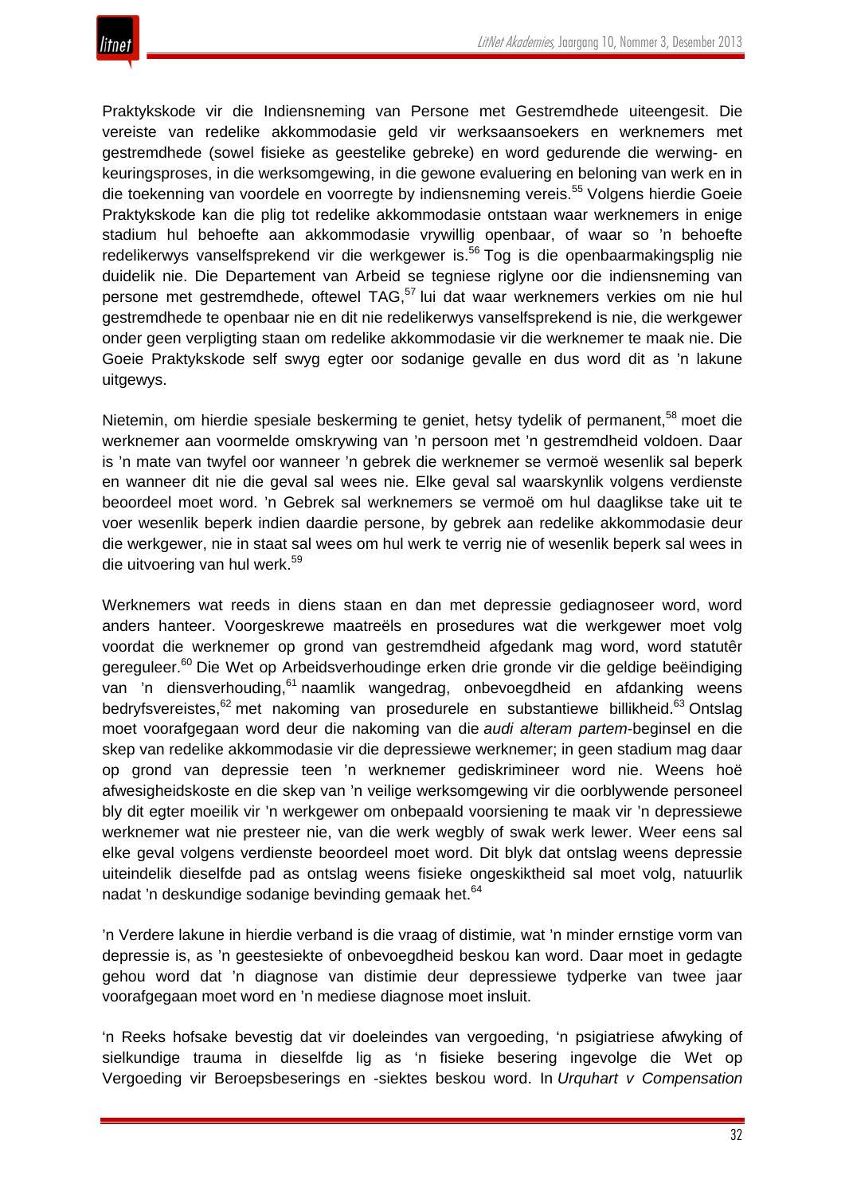Praktykskode vir die Indiensneming van Persone met Gestremdhede uiteengesit. Die vereiste van redelike akkommodasie geld vir werksaansoekers en werknemers met gestremdhede (sowel fisieke as geestelike gebreke) en word gedurende die werwing- en keuringsproses, in die werksomgewing, in die gewone evaluering en beloning van werk en in die toekenning van voordele en voorregte by indiensneming vereis.[55] Volgens hierdie Goeie Praktykskode kan die plig tot redelike akkommodasie ontstaan waar werknemers in enige stadium hul behoefte aan akkommodasie vrywillig openbaar, of waar so 'n behoefte redelikerwys vanselfsprekend vir die werkgewer is.[56] Tog is die openbaarmakingsplig nie duidelik nie. Die Departement van Arbeid se tegniese riglyne oor die indiensneming van persone met gestremdhede, oftewel TAG,[57] lui dat waar werknemers verkies om nie hul gestremdhede te openbaar nie en dit nie redelikerwys vanselfsprekend is nie, die werkgewer onder geen verpligting staan om redelike akkommodasie vir die werknemer te maak nie. Die Goeie Praktykskode self swyg egter oor sodanige gevalle en dus word dit as 'n lakune uitgewys.

Nietemin, om hierdie spesiale beskerming te geniet, hetsy tydelik of permanent,[58] moet die werknemer aan voormelde omskrywing van 'n persoon met 'n gestremdheid voldoen. Daar is 'n mate van twyfel oor wanneer 'n gebrek die werknemer se vermoë wesenlik sal beperk en wanneer dit nie die geval sal wees nie. Elke geval sal waarskynlik volgens verdienste beoordeel moet word. 'n Gebrek sal werknemers se vermoë om hul daaglikse take uit te voer wesenlik beperk indien daardie persone, by gebrek aan redelike akkommodasie deur die werkgewer, nie in staat sal wees om hul werk te verrig nie of wesenlik beperk sal wees in die uitvoering van hul werk.[59]

Werknemers wat reeds in diens staan en dan met depressie gediagnoseer word, word anders hanteer. Voorgeskrewe maatreëls en prosedures wat die werkgewer moet volg voordat die werknemer op grond van gestremdheid afgedank mag word, word statutêr gereguleer.[60] Die Wet op Arbeidsverhoudinge erken drie gronde vir die geldige beëindiging van 'n diensverhouding,[61] naamlik wangedrag, onbevoegdheid en afdanking weens bedryfsvereistes,[62] met nakoming van prosedurele en substantiewe billikheid.[63] Ontslag moet voorafgegaan word deur die nakoming van die *audi alteram partem*-beginsel en die skep van redelike akkommodasie vir die depressiewe werknemer; in geen stadium mag daar op grond van depressie teen 'n werknemer gediskrimineer word nie. Weens hoë afwesigheidskoste en die skep van 'n veilige werksomgewing vir die oorblywende personeel bly dit egter moeilik vir 'n werkgewer om onbepaald voorsiening te maak vir 'n depressiewe werknemer wat nie presteer nie, van die werk wegbly of swak werk lewer. Weer eens sal elke geval volgens verdienste beoordeel moet word. Dit blyk dat ontslag weens depressie uiteindelik dieselfde pad as ontslag weens fisieke ongeskiktheid sal moet volg, natuurlik nadat 'n deskundige sodanige bevinding gemaak het.[64]

'n Verdere lakune in hierdie verband is die vraag of distimie, wat 'n minder ernstige vorm van depressie is, as 'n geestesiekte of onbevoegdheid beskou kan word. Daar moet in gedagte gehou word dat 'n diagnose van distimie deur depressiewe tydperke van twee jaar voorafgegaan moet word en 'n mediese diagnose moet insluit.

'n Reeks hofsake bevestig dat vir doeleindes van vergoeding, 'n psigiatriese afwyking of sielkundige trauma in dieselfde lig as 'n fisieke besering ingevolge die Wet op Vergoeding vir Beroepsbeserings en -siektes beskou word. In *Urquhart v Compensation*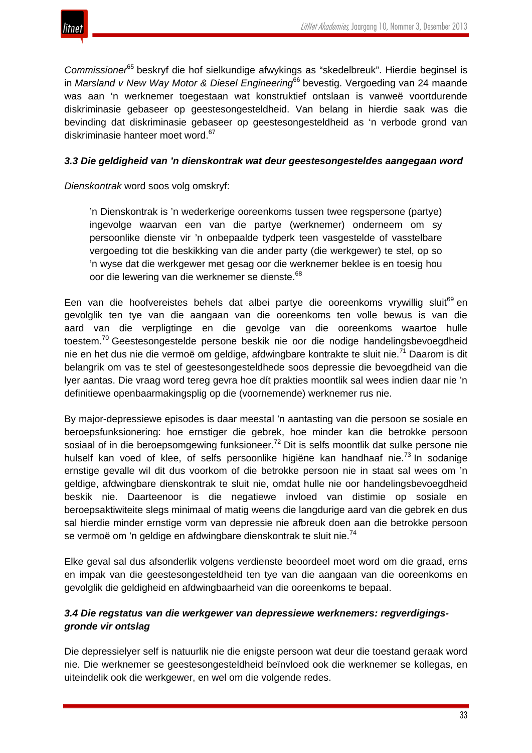*Commissioner*[65] beskryf die hof sielkundige afwykings as "skedelbreuk". Hierdie beginsel is in *Marsland v New Way Motor & Diesel Engineering*[66] bevestig. Vergoeding van 24 maande was aan 'n werknemer toegestaan wat konstruktief ontslaan is vanweë voortdurende diskriminasie gebaseer op geestesongesteldheid. Van belang in hierdie saak was die bevinding dat diskriminasie gebaseer op geestesongesteldheid as 'n verbode grond van diskriminasie hanteer moet word.[67]

### *3.3 Die geldigheid van 'n dienskontrak wat deur geestesongesteldes aangegaan word*

*Dienskontrak* word soos volg omskryf:

> 'n Dienskontrak is 'n wederkerige ooreenkoms tussen twee regspersone (partye) ingevolge waarvan een van die partye (werknemer) onderneem om sy persoonlike dienste vir 'n onbepaalde tydperk teen vasgestelde of vasstelbare vergoeding tot die beskikking van die ander party (die werkgewer) te stel, op so 'n wyse dat die werkgewer met gesag oor die werknemer beklee is en toesig hou oor die lewering van die werknemer se dienste.[68]

Een van die hoofvereistes behels dat albei partye die ooreenkoms vrywillig sluit[69] en gevolglik ten tye van die aangaan van die ooreenkoms ten volle bewus is van die aard van die verpligtinge en die gevolge van die ooreenkoms waartoe hulle toestem.[70] Geestesongestelde persone beskik nie oor die nodige handelingsbevoegdheid nie en het dus nie die vermoë om geldige, afdwingbare kontrakte te sluit nie.[71] Daarom is dit belangrik om vas te stel of geestesongesteldhede soos depressie die bevoegdheid van die lyer aantas. Die vraag word tereg gevra hoe dít prakties moontlik sal wees indien daar nie 'n definitiewe openbaarmakingsplig op die (voornemende) werknemer rus nie.

By major-depressiewe episodes is daar meestal 'n aantasting van die persoon se sosiale en beroepsfunksionering: hoe ernstiger die gebrek, hoe minder kan die betrokke persoon sosiaal of in die beroepsomgewing funksioneer.[72] Dit is selfs moontlik dat sulke persone nie hulself kan voed of klee, of selfs persoonlike higiëne kan handhaaf nie.[73] In sodanige ernstige gevalle wil dit dus voorkom of die betrokke persoon nie in staat sal wees om 'n geldige, afdwingbare dienskontrak te sluit nie, omdat hulle nie oor handelingsbevoegdheid beskik nie. Daarteenoor is die negatiewe invloed van distimie op sosiale en beroepsaktiwiteite slegs minimaal of matig weens die langdurige aard van die gebrek en dus sal hierdie minder ernstige vorm van depressie nie afbreuk doen aan die betrokke persoon se vermoë om 'n geldige en afdwingbare dienskontrak te sluit nie.[74]

Elke geval sal dus afsonderlik volgens verdienste beoordeel moet word om die graad, erns en impak van die geestesongesteldheid ten tye van die aangaan van die ooreenkoms en gevolglik die geldigheid en afdwingbaarheid van die ooreenkoms te bepaal.

### *3.4 Die regstatus van die werkgewer van depressiewe werknemers: regverdigingsgronde vir ontslag*

Die depressielyer self is natuurlik nie die enigste persoon wat deur die toestand geraak word nie. Die werknemer se geestesongesteldheid beïnvloed ook die werknemer se kollegas, en uiteindelik ook die werkgewer, en wel om die volgende redes.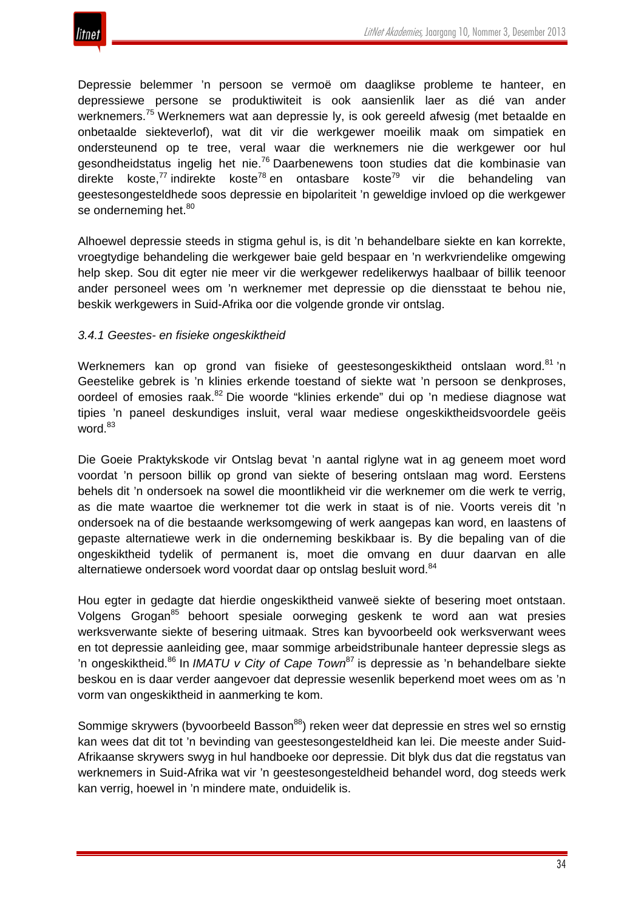Depressie belemmer ’n persoon se vermoë om daaglikse probleme te hanteer, en depressiewe persone se produktiwiteit is ook aansienlik laer as dié van ander werknemers.[75] Werknemers wat aan depressie ly, is ook gereeld afwesig (met betaalde en onbetaalde siekteverlof), wat dit vir die werkgewer moeilik maak om simpatiek en ondersteunend op te tree, veral waar die werknemers nie die werkgewer oor hul gesondheidstatus ingelig het nie.[76] Daarbenewens toon studies dat die kombinasie van direkte koste,[77] indirekte koste[78] en ontasbare koste[79] vir die behandeling van geestesongesteldhede soos depressie en bipolariteit ’n geweldige invloed op die werkgewer se onderneming het.[80]

Alhoewel depressie steeds in stigma gehul is, is dit ’n behandelbare siekte en kan korrekte, vroegtydige behandeling die werkgewer baie geld bespaar en ’n werkvriendelike omgewing help skep. Sou dit egter nie meer vir die werkgewer redelikerwys haalbaar of billik teenoor ander personeel wees om ’n werknemer met depressie op die diensstaat te behou nie, beskik werkgewers in Suid-Afrika oor die volgende gronde vir ontslag.

### *3.4.1 Geestes- en fisieke ongeskiktheid*

Werknemers kan op grond van fisieke of geestesongeskiktheid ontslaan word.[81] ’n Geestelike gebrek is ’n klinies erkende toestand of siekte wat ’n persoon se denkproses, oordeel of emosies raak.[82] Die woorde “klinies erkende” dui op ’n mediese diagnose wat tipies ’n paneel deskundiges insluit, veral waar mediese ongeskiktheidsvoordele geëis word.[83]

Die Goeie Praktykskode vir Ontslag bevat ’n aantal riglyne wat in ag geneem moet word voordat ’n persoon billik op grond van siekte of besering ontslaan mag word. Eerstens behels dit ’n ondersoek na sowel die moontlikheid vir die werknemer om die werk te verrig, as die mate waartoe die werknemer tot die werk in staat is of nie. Voorts vereis dit ’n ondersoek na of die bestaande werksomgewing of werk aangepas kan word, en laastens of gepaste alternatiewe werk in die onderneming beskikbaar is. By die bepaling van of die ongeskiktheid tydelik of permanent is, moet die omvang en duur daarvan en alle alternatiewe ondersoek word voordat daar op ontslag besluit word.[84]

Hou egter in gedagte dat hierdie ongeskiktheid vanweë siekte of besering moet ontstaan. Volgens Grogan[85] behoort spesiale oorweging geskenk te word aan wat presies werksverwante siekte of besering uitmaak. Stres kan byvoorbeeld ook werksverwant wees en tot depressie aanleiding gee, maar sommige arbeidstribunale hanteer depressie slegs as ’n ongeskiktheid.[86] In *IMATU v City of Cape Town*[87] is depressie as ’n behandelbare siekte beskou en is daar verder aangevoer dat depressie wesenlik beperkend moet wees om as ’n vorm van ongeskiktheid in aanmerking te kom.

Sommige skrywers (byvoorbeeld Basson[88]) reken weer dat depressie en stres wel so ernstig kan wees dat dit tot ’n bevinding van geestesongesteldheid kan lei. Die meeste ander Suid-Afrikaanse skrywers swyg in hul handboeke oor depressie. Dit blyk dus dat die regstatus van werknemers in Suid-Afrika wat vir ’n geestesongesteldheid behandel word, dog steeds werk kan verrig, hoewel in ’n mindere mate, onduidelik is.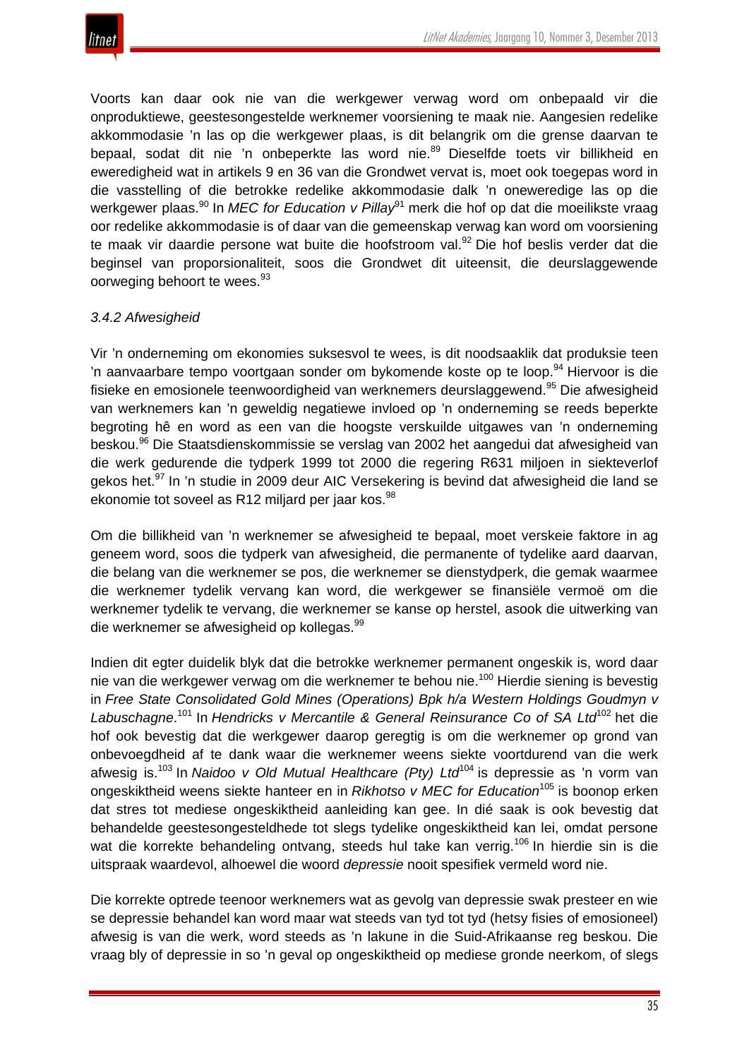Voorts kan daar ook nie van die werkgewer verwag word om onbepaald vir die onproduktiewe, geestesongestelde werknemer voorsiening te maak nie. Aangesien redelike akkommodasie 'n las op die werkgewer plaas, is dit belangrik om die grense daarvan te bepaal, sodat dit nie 'n onbeperkte las word nie.[89] Dieselfde toets vir billikheid en eweredigheid wat in artikels 9 en 36 van die Grondwet vervat is, moet ook toegepas word in die vasstelling of die betrokke redelike akkommodasie dalk 'n oneweredige las op die werkgewer plaas.[90] In *MEC for Education v Pillay*[91] merk die hof op dat die moeilikste vraag oor redelike akkommodasie is of daar van die gemeenskap verwag kan word om voorsiening te maak vir daardie persone wat buite die hoofstroom val.[92] Die hof beslis verder dat die beginsel van proporsionaliteit, soos die Grondwet dit uiteensit, die deurslaggewende oorweging behoort te wees.[93]

*3.4.2 Afwesigheid*

Vir 'n onderneming om ekonomies suksesvol te wees, is dit noodsaaklik dat produksie teen 'n aanvaarbare tempo voortgaan sonder om bykomende koste op te loop.[94] Hiervoor is die fisieke en emosionele teenwoordigheid van werknemers deurslaggewend.[95] Die afwesigheid van werknemers kan 'n geweldig negatiewe invloed op 'n onderneming se reeds beperkte begroting hê en word as een van die hoogste verskuilde uitgawes van 'n onderneming beskou.[96] Die Staatsdienskommissie se verslag van 2002 het aangedui dat afwesigheid van die werk gedurende die tydperk 1999 tot 2000 die regering R631 miljoen in siekteverlof gekos het.[97] In 'n studie in 2009 deur AIC Versekering is bevind dat afwesigheid die land se ekonomie tot soveel as R12 miljard per jaar kos.[98]

Om die billikheid van 'n werknemer se afwesigheid te bepaal, moet verskeie faktore in ag geneem word, soos die tydperk van afwesigheid, die permanente of tydelike aard daarvan, die belang van die werknemer se pos, die werknemer se dienstydperk, die gemak waarmee die werknemer tydelik vervang kan word, die werkgewer se finansiële vermoë om die werknemer tydelik te vervang, die werknemer se kanse op herstel, asook die uitwerking van die werknemer se afwesigheid op kollegas.[99]

Indien dit egter duidelik blyk dat die betrokke werknemer permanent ongeskik is, word daar nie van die werkgewer verwag om die werknemer te behou nie.[100] Hierdie siening is bevestig in *Free State Consolidated Gold Mines (Operations) Bpk h/a Western Holdings Goudmyn v Labuschagne*.[101] In *Hendricks v Mercantile & General Reinsurance Co of SA Ltd*[102] het die hof ook bevestig dat die werkgewer daarop geregtig is om die werknemer op grond van onbevoegdheid af te dank waar die werknemer weens siekte voortdurend van die werk afwesig is.[103] In *Naidoo v Old Mutual Healthcare (Pty) Ltd*[104] is depressie as 'n vorm van ongeskiktheid weens siekte hanteer en in *Rikhotso v MEC for Education*[105] is boonop erken dat stres tot mediese ongeskiktheid aanleiding kan gee. In dié saak is ook bevestig dat behandelde geestesongesteldhede tot slegs tydelike ongeskiktheid kan lei, omdat persone wat die korrekte behandeling ontvang, steeds hul take kan verrig.[106] In hierdie sin is die uitspraak waardevol, alhoewel die woord *depressie* nooit spesifiek vermeld word nie.

Die korrekte optrede teenoor werknemers wat as gevolg van depressie swak presteer en wie se depressie behandel kan word maar wat steeds van tyd tot tyd (hetsy fisies of emosioneel) afwesig is van die werk, word steeds as 'n lakune in die Suid-Afrikaanse reg beskou. Die vraag bly of depressie in so 'n geval op ongeskiktheid op mediese gronde neerkom, of slegs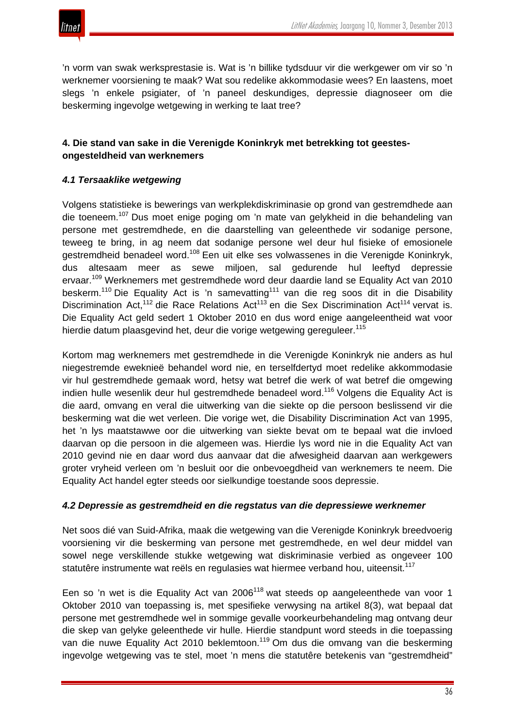'n vorm van swak werksprestasie is. Wat is 'n billike tydsduur vir die werkgewer om vir so 'n werknemer voorsiening te maak? Wat sou redelike akkommodasie wees? En laastens, moet slegs 'n enkele psigiater, of 'n paneel deskundiges, depressie diagnoseer om die beskerming ingevolge wetgewing in werking te laat tree?

### 4. Die stand van sake in die Verenigde Koninkryk met betrekking tot geestes-ongesteldheid van werknemers

#### *4.1 Tersaaklike wetgewing*

Volgens statistieke is bewerings van werkplekdiskriminasie op grond van gestremdhede aan die toeneem.[107] Dus moet enige poging om 'n mate van gelykheid in die behandeling van persone met gestremdhede, en die daarstelling van geleenthede vir sodanige persone, teweeg te bring, in ag neem dat sodanige persone wel deur hul fisieke of emosionele gestremdheid benadeel word.[108] Een uit elke ses volwassenes in die Verenigde Koninkryk, dus altesaam meer as sewe miljoen, sal gedurende hul leeftyd depressie ervaar.[109] Werknemers met gestremdhede word deur daardie land se Equality Act van 2010 beskerm.[110] Die Equality Act is 'n samevatting[111] van die reg soos dit in die Disability Discrimination Act,[112] die Race Relations Act[113] en die Sex Discrimination Act[114] vervat is. Die Equality Act geld sedert 1 Oktober 2010 en dus word enige aangeleentheid wat voor hierdie datum plaasgevind het, deur die vorige wetgewing gereguleer.[115]

Kortom mag werknemers met gestremdhede in die Verenigde Koninkryk nie anders as hul niegestremde eweknieë behandel word nie, en terselfdertyd moet redelike akkommodasie vir hul gestremdhede gemaak word, hetsy wat betref die werk of wat betref die omgewing indien hulle wesenlik deur hul gestremdhede benadeel word.[116] Volgens die Equality Act is die aard, omvang en veral die uitwerking van die siekte op die persoon beslissend vir die beskerming wat die wet verleen. Die vorige wet, die Disability Discrimination Act van 1995, het 'n lys maatstawwe oor die uitwerking van siekte bevat om te bepaal wat die invloed daarvan op die persoon in die algemeen was. Hierdie lys word nie in die Equality Act van 2010 gevind nie en daar word dus aanvaar dat die afwesigheid daarvan aan werkgewers groter vryheid verleen om 'n besluit oor die onbevoegdheid van werknemers te neem. Die Equality Act handel egter steeds oor sielkundige toestande soos depressie.

#### *4.2 Depressie as gestremdheid en die regstatus van die depressiewe werknemer*

Net soos dié van Suid-Afrika, maak die wetgewing van die Verenigde Koninkryk breedvoerig voorsiening vir die beskerming van persone met gestremdhede, en wel deur middel van sowel nege verskillende stukke wetgewing wat diskriminasie verbied as ongeveer 100 statutêre instrumente wat reëls en regulasies wat hiermee verband hou, uiteensit.[117]

Een so 'n wet is die Equality Act van 2006[118] wat steeds op aangeleenthede van voor 1 Oktober 2010 van toepassing is, met spesifieke verwysing na artikel 8(3), wat bepaal dat persone met gestremdhede wel in sommige gevalle voorkeurbehandeling mag ontvang deur die skep van gelyke geleenthede vir hulle. Hierdie standpunt word steeds in die toepassing van die nuwe Equality Act 2010 beklemtoon.[119] Om dus die omvang van die beskerming ingevolge wetgewing vas te stel, moet 'n mens die statutêre betekenis van "gestremdheid"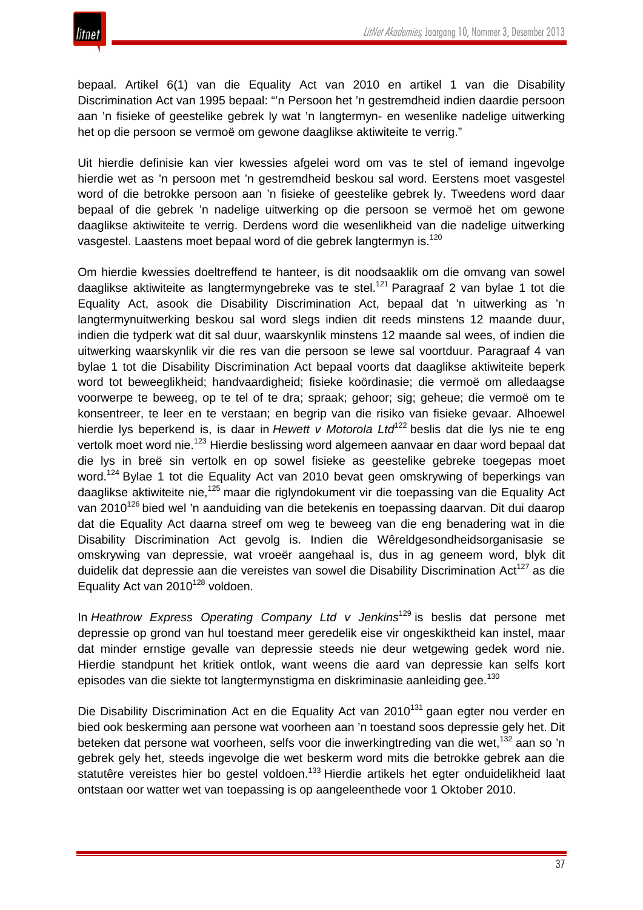bepaal. Artikel 6(1) van die Equality Act van 2010 en artikel 1 van die Disability Discrimination Act van 1995 bepaal: "'n Persoon het 'n gestremdheid indien daardie persoon aan 'n fisieke of geestelike gebrek ly wat 'n langtermyn- en wesenlike nadelige uitwerking het op die persoon se vermoë om gewone daaglikse aktiwiteite te verrig."

Uit hierdie definisie kan vier kwessies afgelei word om vas te stel of iemand ingevolge hierdie wet as 'n persoon met 'n gestremdheid beskou sal word. Eerstens moet vasgestel word of die betrokke persoon aan 'n fisieke of geestelike gebrek ly. Tweedens word daar bepaal of die gebrek 'n nadelige uitwerking op die persoon se vermoë het om gewone daaglikse aktiwiteite te verrig. Derdens word die wesenlikheid van die nadelige uitwerking vasgestel. Laastens moet bepaal word of die gebrek langtermyn is.[120]

Om hierdie kwessies doeltreffend te hanteer, is dit noodsaaklik om die omvang van sowel daaglikse aktiwiteite as langtermyngebreke vas te stel.[121] Paragraaf 2 van bylae 1 tot die Equality Act, asook die Disability Discrimination Act, bepaal dat 'n uitwerking as 'n langtermynuitwerking beskou sal word slegs indien dit reeds minstens 12 maande duur, indien die tydperk wat dit sal duur, waarskynlik minstens 12 maande sal wees, of indien die uitwerking waarskynlik vir die res van die persoon se lewe sal voortduur. Paragraaf 4 van bylae 1 tot die Disability Discrimination Act bepaal voorts dat daaglikse aktiwiteite beperk word tot beweeglikheid; handvaardigheid; fisieke koördinasie; die vermoë om alledaagse voorwerpe te beweeg, op te tel of te dra; spraak; gehoor; sig; geheue; die vermoë om te konsentreer, te leer en te verstaan; en begrip van die risiko van fisieke gevaar. Alhoewel hierdie lys beperkend is, is daar in *Hewett v Motorola Ltd*[122] beslis dat die lys nie te eng vertolk moet word nie.[123] Hierdie beslissing word algemeen aanvaar en daar word bepaal dat die lys in breë sin vertolk en op sowel fisieke as geestelike gebreke toegepas moet word.[124] Bylae 1 tot die Equality Act van 2010 bevat geen omskrywing of beperkings van daaglikse aktiwiteite nie,[125] maar die riglyndokument vir die toepassing van die Equality Act van 2010[126] bied wel 'n aanduiding van die betekenis en toepassing daarvan. Dit dui daarop dat die Equality Act daarna streef om weg te beweeg van die eng benadering wat in die Disability Discrimination Act gevolg is. Indien die Wêreldgesondheidsorganisasie se omskrywing van depressie, wat vroeër aangehaal is, dus in ag geneem word, blyk dit duidelik dat depressie aan die vereistes van sowel die Disability Discrimination Act[127] as die Equality Act van 2010[128] voldoen.

In *Heathrow Express Operating Company Ltd v Jenkins*[129] is beslis dat persone met depressie op grond van hul toestand meer geredelik eise vir ongeskiktheid kan instel, maar dat minder ernstige gevalle van depressie steeds nie deur wetgewing gedek word nie. Hierdie standpunt het kritiek ontlok, want weens die aard van depressie kan selfs kort episodes van die siekte tot langtermynstigma en diskriminasie aanleiding gee.[130]

Die Disability Discrimination Act en die Equality Act van 2010[131] gaan egter nou verder en bied ook beskerming aan persone wat voorheen aan 'n toestand soos depressie gely het. Dit beteken dat persone wat voorheen, selfs voor die inwerkingtreding van die wet,[132] aan so 'n gebrek gely het, steeds ingevolge die wet beskerm word mits die betrokke gebrek aan die statutêre vereistes hier bo gestel voldoen.[133] Hierdie artikels het egter onduidelikheid laat ontstaan oor watter wet van toepassing is op aangeleenthede voor 1 Oktober 2010.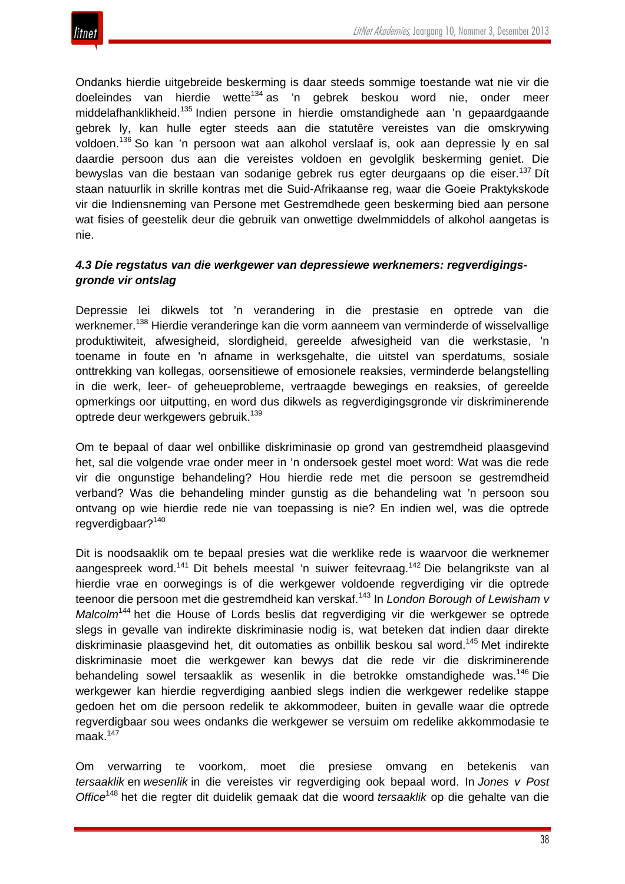Ondanks hierdie uitgebreide beskerming is daar steeds sommige toestande wat nie vir die doeleindes van hierdie wette[134] as 'n gebrek beskou word nie, onder meer middelafhanklikheid.[135] Indien persone in hierdie omstandighede aan 'n gepaardgaande gebrek ly, kan hulle egter steeds aan die statutêre vereistes van die omskrywing voldoen.[136] So kan 'n persoon wat aan alkohol verslaaf is, ook aan depressie ly en sal daardie persoon dus aan die vereistes voldoen en gevolglik beskerming geniet. Die bewyslas van die bestaan van sodanige gebrek rus egter deurgaans op die eiser.[137] Dít staan natuurlik in skrille kontras met die Suid-Afrikaanse reg, waar die Goeie Praktykskode vir die Indiensneming van Persone met Gestremdhede geen beskerming bied aan persone wat fisies of geestelik deur die gebruik van onwettige dwelmmiddels of alkohol aangetas is nie.

### *4.3 Die regstatus van die werkgewer van depressiewe werknemers: regverdigingsgronde vir ontslag*

Depressie lei dikwels tot 'n verandering in die prestasie en optrede van die werknemer.[138] Hierdie veranderinge kan die vorm aanneem van verminderde of wisselvallige produktiwiteit, afwesigheid, slordigheid, gereelde afwesigheid van die werkstasie, 'n toename in foute en 'n afname in werksgehalte, die uitstel van sperdatums, sosiale onttrekking van kollegas, oorsensitiewe of emosionele reaksies, verminderde belangstelling in die werk, leer- of geheueprobleme, vertraagde bewegings en reaksies, of gereelde opmerkings oor uitputting, en word dus dikwels as regverdigingsgronde vir diskriminerende optrede deur werkgewers gebruik.[139]

Om te bepaal of daar wel onbillike diskriminasie op grond van gestremdheid plaasgevind het, sal die volgende vrae onder meer in 'n ondersoek gestel moet word: Wat was die rede vir die ongunstige behandeling? Hou hierdie rede met die persoon se gestremdheid verband? Was die behandeling minder gunstig as die behandeling wat 'n persoon sou ontvang op wie hierdie rede nie van toepassing is nie? En indien wel, was die optrede regverdigbaar?[140]

Dit is noodsaaklik om te bepaal presies wat die werklike rede is waarvoor die werknemer aangespreek word.[141] Dit behels meestal 'n suiwer feitevraag.[142] Die belangrikste van al hierdie vrae en oorwegings is of die werkgewer voldoende regverdiging vir die optrede teenoor die persoon met die gestremdheid kan verskaf.[143] In *London Borough of Lewisham v Malcolm*[144] het die House of Lords beslis dat regverdiging vir die werkgewer se optrede slegs in gevalle van indirekte diskriminasie nodig is, wat beteken dat indien daar direkte diskriminasie plaasgevind het, dit outomaties as onbillik beskou sal word.[145] Met indirekte diskriminasie moet die werkgewer kan bewys dat die rede vir die diskriminerende behandeling sowel tersaaklik as wesenlik in die betrokke omstandighede was.[146] Die werkgewer kan hierdie regverdiging aanbied slegs indien die werkgewer redelike stappe gedoen het om die persoon redelik te akkommodeer, buiten in gevalle waar die optrede regverdigbaar sou wees ondanks die werkgewer se versuim om redelike akkommodasie te maak.[147]

Om verwarring te voorkom, moet die presiese omvang en betekenis van *tersaaklik* en *wesenlik* in die vereistes vir regverdiging ook bepaal word. In *Jones v Post Office*[148] het die regter dit duidelik gemaak dat die woord *tersaaklik* op die gehalte van die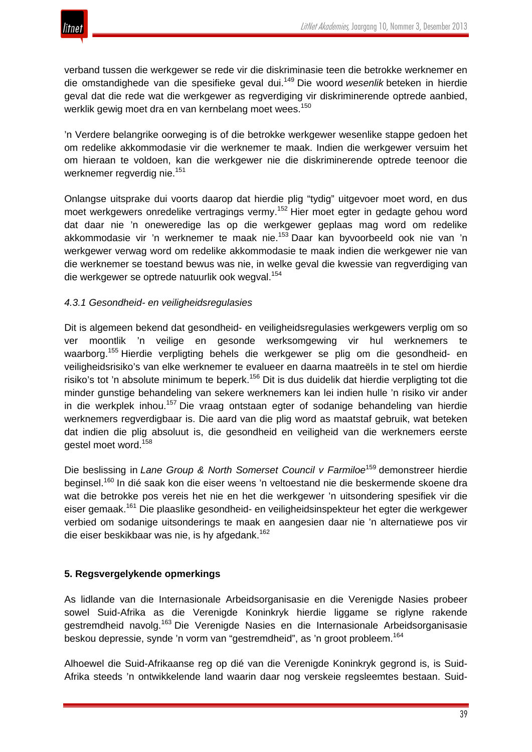verband tussen die werkgewer se rede vir die diskriminasie teen die betrokke werknemer en die omstandighede van die spesifieke geval dui.[149] Die woord *wesenlik* beteken in hierdie geval dat die rede wat die werkgewer as regverdiging vir diskriminerende optrede aanbied, werklik gewig moet dra en van kernbelang moet wees.[150]

'n Verdere belangrike oorweging is of die betrokke werkgewer wesenlike stappe gedoen het om redelike akkommodasie vir die werknemer te maak. Indien die werkgewer versuim het om hieraan te voldoen, kan die werkgewer nie die diskriminerende optrede teenoor die werknemer regverdig nie.[151]

Onlangse uitsprake dui voorts daarop dat hierdie plig "tydig" uitgevoer moet word, en dus moet werkgewers onredelike vertragings vermy.[152] Hier moet egter in gedagte gehou word dat daar nie 'n oneweredige las op die werkgewer geplaas mag word om redelike akkommodasie vir 'n werknemer te maak nie.[153] Daar kan byvoorbeeld ook nie van 'n werkgewer verwag word om redelike akkommodasie te maak indien die werkgewer nie van die werknemer se toestand bewus was nie, in welke geval die kwessie van regverdiging van die werkgewer se optrede natuurlik ook wegval.[154]

#### *4.3.1 Gesondheid- en veiligheidsregulasies*

Dit is algemeen bekend dat gesondheid- en veiligheidsregulasies werkgewers verplig om so ver moontlik 'n veilige en gesonde werksomgewing vir hul werknemers te waarborg.[155] Hierdie verpligting behels die werkgewer se plig om die gesondheid- en veiligheidsrisiko's van elke werknemer te evalueer en daarna maatreëls in te stel om hierdie risiko's tot 'n absolute minimum te beperk.[156] Dit is dus duidelik dat hierdie verpligting tot die minder gunstige behandeling van sekere werknemers kan lei indien hulle 'n risiko vir ander in die werkplek inhou.[157] Die vraag ontstaan egter of sodanige behandeling van hierdie werknemers regverdigbaar is. Die aard van die plig word as maatstaf gebruik, wat beteken dat indien die plig absoluut is, die gesondheid en veiligheid van die werknemers eerste gestel moet word.[158]

Die beslissing in *Lane Group & North Somerset Council v Farmiloe*[159] demonstreer hierdie beginsel.[160] In dié saak kon die eiser weens 'n veltoestand nie die beskermende skoene dra wat die betrokke pos vereis het nie en het die werkgewer 'n uitsondering spesifiek vir die eiser gemaak.[161] Die plaaslike gesondheid- en veiligheidsinspekteur het egter die werkgewer verbied om sodanige uitsonderings te maak en aangesien daar nie 'n alternatiewe pos vir die eiser beskikbaar was nie, is hy afgedank.[162]

## **5. Regsvergelykende opmerkings**

As lidlande van die Internasionale Arbeidsorganisasie en die Verenigde Nasies probeer sowel Suid-Afrika as die Verenigde Koninkryk hierdie liggame se riglyne rakende gestremdheid navolg.[163] Die Verenigde Nasies en die Internasionale Arbeidsorganisasie beskou depressie, synde 'n vorm van "gestremdheid", as 'n groot probleem.[164]

Alhoewel die Suid-Afrikaanse reg op dié van die Verenigde Koninkryk gegrond is, is Suid-Afrika steeds 'n ontwikkelende land waarin daar nog verskeie regsleemtes bestaan. Suid-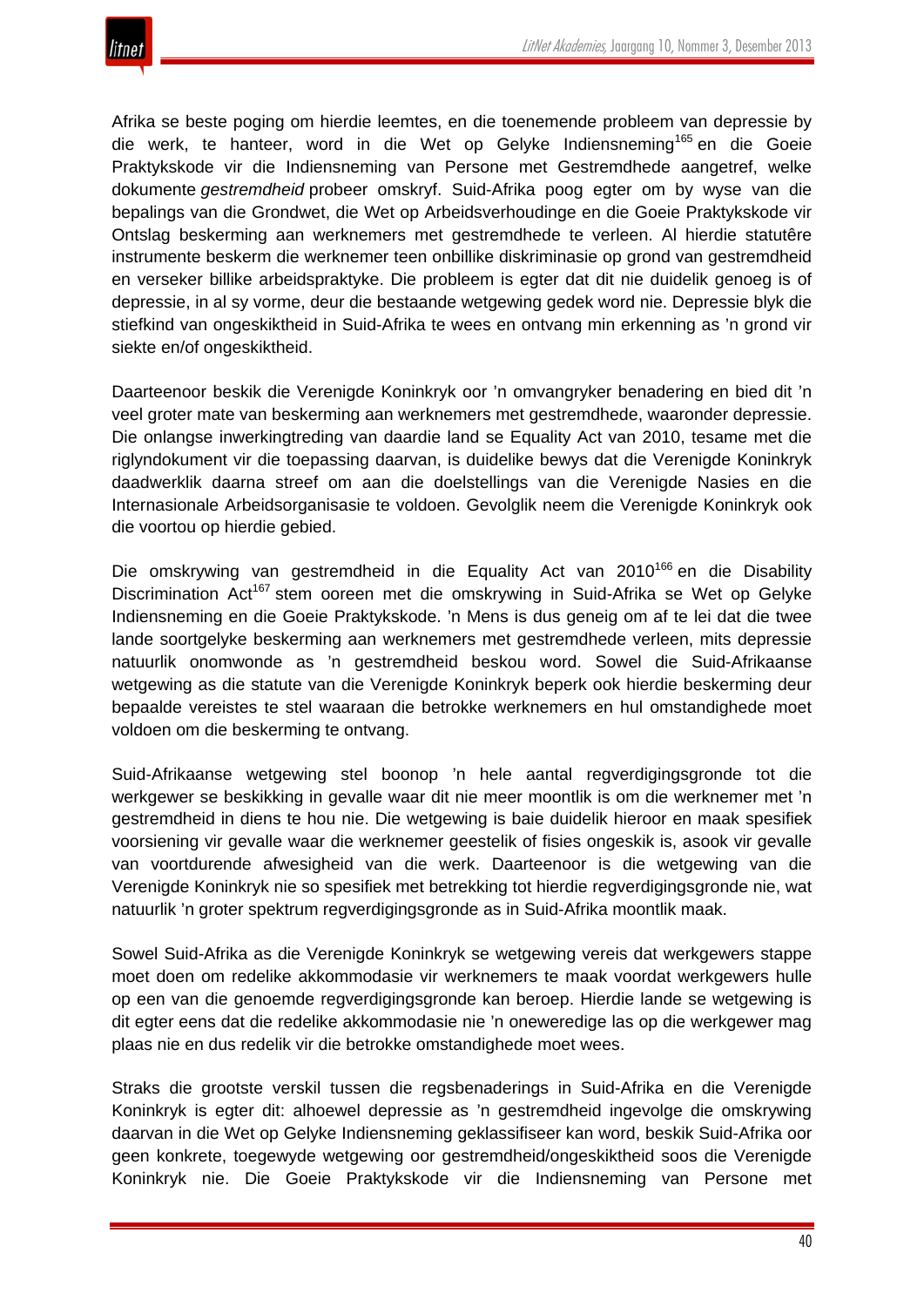Afrika se beste poging om hierdie leemtes, en die toenemende probleem van depressie by die werk, te hanteer, word in die Wet op Gelyke Indiensneming[165] en die Goeie Praktykskode vir die Indiensneming van Persone met Gestremdhede aangetref, welke dokumente *gestremdheid* probeer omskryf. Suid-Afrika poog egter om by wyse van die bepalings van die Grondwet, die Wet op Arbeidsverhoudinge en die Goeie Praktykskode vir Ontslag beskerming aan werknemers met gestremdhede te verleen. Al hierdie statutêre instrumente beskerm die werknemer teen onbillike diskriminasie op grond van gestremdheid en verseker billike arbeidspraktyke. Die probleem is egter dat dit nie duidelik genoeg is of depressie, in al sy vorme, deur die bestaande wetgewing gedek word nie. Depressie blyk die stiefkind van ongeskiktheid in Suid-Afrika te wees en ontvang min erkenning as 'n grond vir siekte en/of ongeskiktheid.

Daarteenoor beskik die Verenigde Koninkryk oor 'n omvangryker benadering en bied dit 'n veel groter mate van beskerming aan werknemers met gestremdhede, waaronder depressie. Die onlangse inwerkingtreding van daardie land se Equality Act van 2010, tesame met die riglyndokument vir die toepassing daarvan, is duidelike bewys dat die Verenigde Koninkryk daadwerklik daarna streef om aan die doelstellings van die Verenigde Nasies en die Internasionale Arbeidsorganisasie te voldoen. Gevolglik neem die Verenigde Koninkryk ook die voortou op hierdie gebied.

Die omskrywing van gestremdheid in die Equality Act van 2010[166] en die Disability Discrimination Act[167] stem ooreen met die omskrywing in Suid-Afrika se Wet op Gelyke Indiensneming en die Goeie Praktykskode. 'n Mens is dus geneig om af te lei dat die twee lande soortgelyke beskerming aan werknemers met gestremdhede verleen, mits depressie natuurlik onomwonde as 'n gestremdheid beskou word. Sowel die Suid-Afrikaanse wetgewing as die statute van die Verenigde Koninkryk beperk ook hierdie beskerming deur bepaalde vereistes te stel waaraan die betrokke werknemers en hul omstandighede moet voldoen om die beskerming te ontvang.

Suid-Afrikaanse wetgewing stel boonop 'n hele aantal regverdigingsgronde tot die werkgewer se beskikking in gevalle waar dit nie meer moontlik is om die werknemer met 'n gestremdheid in diens te hou nie. Die wetgewing is baie duidelik hieroor en maak spesifiek voorsiening vir gevalle waar die werknemer geestelik of fisies ongeskik is, asook vir gevalle van voortdurende afwesigheid van die werk. Daarteenoor is die wetgewing van die Verenigde Koninkryk nie so spesifiek met betrekking tot hierdie regverdigingsgronde nie, wat natuurlik 'n groter spektrum regverdigingsgronde as in Suid-Afrika moontlik maak.

Sowel Suid-Afrika as die Verenigde Koninkryk se wetgewing vereis dat werkgewers stappe moet doen om redelike akkommodasie vir werknemers te maak voordat werkgewers hulle op een van die genoemde regverdigingsgronde kan beroep. Hierdie lande se wetgewing is dit egter eens dat die redelike akkommodasie nie 'n oneweredige las op die werkgewer mag plaas nie en dus redelik vir die betrokke omstandighede moet wees.

Straks die grootste verskil tussen die regsbenaderings in Suid-Afrika en die Verenigde Koninkryk is egter dit: alhoewel depressie as 'n gestremdheid ingevolge die omskrywing daarvan in die Wet op Gelyke Indiensneming geklassifiseer kan word, beskik Suid-Afrika oor geen konkrete, toegewyde wetgewing oor gestremdheid/ongeskiktheid soos die Verenigde Koninkryk nie. Die Goeie Praktykskode vir die Indiensneming van Persone met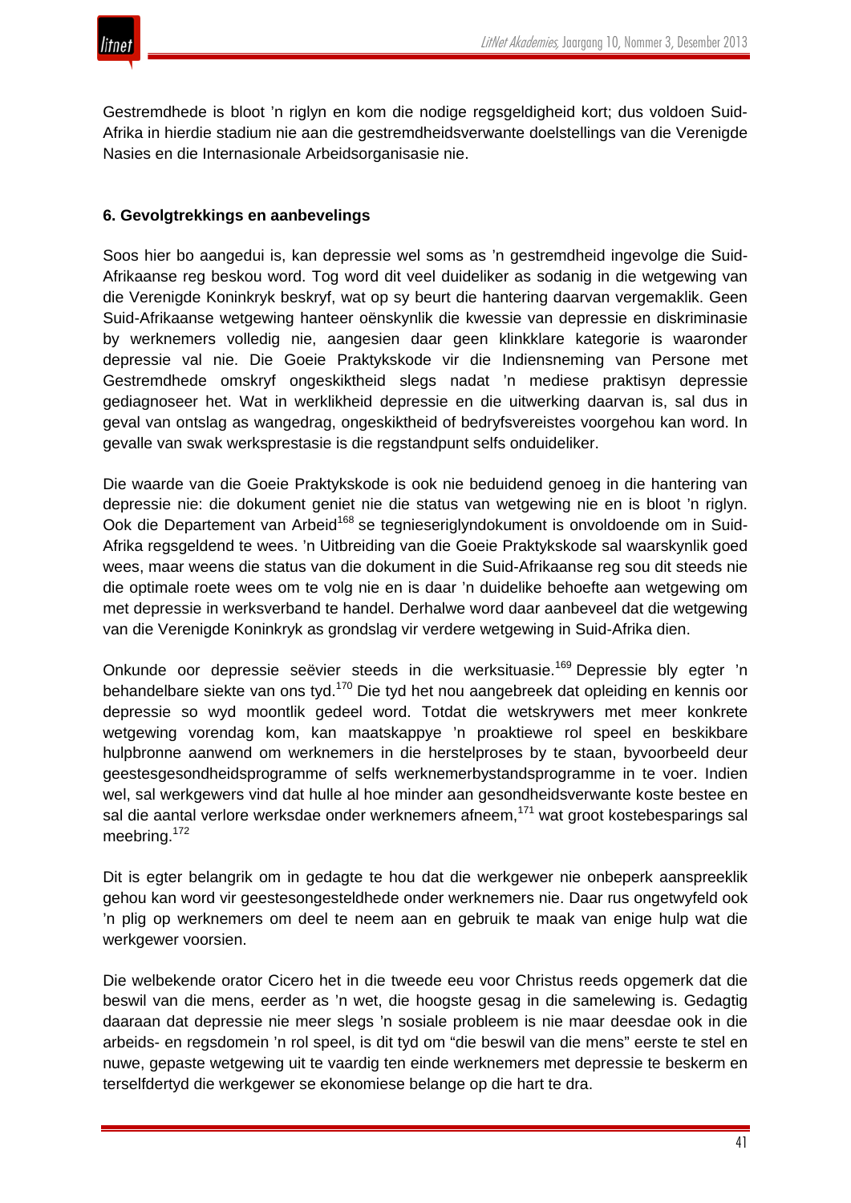Gestremdhede is bloot ’n riglyn en kom die nodige regsgeldigheid kort; dus voldoen Suid-Afrika in hierdie stadium nie aan die gestremdheidsverwante doelstellings van die Verenigde Nasies en die Internasionale Arbeidsorganisasie nie.

**6. Gevolgtrekkings en aanbevelings**

Soos hier bo aangedui is, kan depressie wel soms as ’n gestremdheid ingevolge die Suid-Afrikaanse reg beskou word. Tog word dit veel duideliker as sodanig in die wetgewing van die Verenigde Koninkryk beskryf, wat op sy beurt die hantering daarvan vergemaklik. Geen Suid-Afrikaanse wetgewing hanteer oënskynlik die kwessie van depressie en diskriminasie by werknemers volledig nie, aangesien daar geen klinkklare kategorie is waaronder depressie val nie. Die Goeie Praktykskode vir die Indiensneming van Persone met Gestremdhede omskryf ongeskiktheid slegs nadat ’n mediese praktisyn depressie gediagnoseer het. Wat in werklikheid depressie en die uitwerking daarvan is, sal dus in geval van ontslag as wangedrag, ongeskiktheid of bedryfsvereistes voorgehou kan word. In gevalle van swak werksprestasie is die regstandpunt selfs onduideliker.

Die waarde van die Goeie Praktykskode is ook nie beduidend genoeg in die hantering van depressie nie: die dokument geniet nie die status van wetgewing nie en is bloot ’n riglyn. Ook die Departement van Arbeid[168] se tegnieseriglyndokument is onvoldoende om in Suid-Afrika regsgeldend te wees. ’n Uitbreiding van die Goeie Praktykskode sal waarskynlik goed wees, maar weens die status van die dokument in die Suid-Afrikaanse reg sou dit steeds nie die optimale roete wees om te volg nie en is daar ’n duidelike behoefte aan wetgewing om met depressie in werksverband te handel. Derhalwe word daar aanbeveel dat die wetgewing van die Verenigde Koninkryk as grondslag vir verdere wetgewing in Suid-Afrika dien.

Onkunde oor depressie seëvier steeds in die werksituasie.[169] Depressie bly egter ’n behandelbare siekte van ons tyd.[170] Die tyd het nou aangebreek dat opleiding en kennis oor depressie so wyd moontlik gedeel word. Totdat die wetskrywers met meer konkrete wetgewing vorendag kom, kan maatskappye ’n proaktiewe rol speel en beskikbare hulpbronne aanwend om werknemers in die herstelproses by te staan, byvoorbeeld deur geestesgesondheidsprogramme of selfs werknemerbystandsprogramme in te voer. Indien wel, sal werkgewers vind dat hulle al hoe minder aan gesondheidsverwante koste bestee en sal die aantal verlore werksdae onder werknemers afneem,[171] wat groot kostebesparings sal meebring.[172]

Dit is egter belangrik om in gedagte te hou dat die werkgewer nie onbeperk aanspreeklik gehou kan word vir geestesongesteldhede onder werknemers nie. Daar rus ongetwyfeld ook ’n plig op werknemers om deel te neem aan en gebruik te maak van enige hulp wat die werkgewer voorsien.

Die welbekende orator Cicero het in die tweede eeu voor Christus reeds opgemerk dat die beswil van die mens, eerder as ’n wet, die hoogste gesag in die samelewing is. Gedagtig daaraan dat depressie nie meer slegs ’n sosiale probleem is nie maar deesdae ook in die arbeids- en regsdomein ’n rol speel, is dit tyd om “die beswil van die mens” eerste te stel en nuwe, gepaste wetgewing uit te vaardig ten einde werknemers met depressie te beskerm en terselfdertyd die werkgewer se ekonomiese belange op die hart te dra.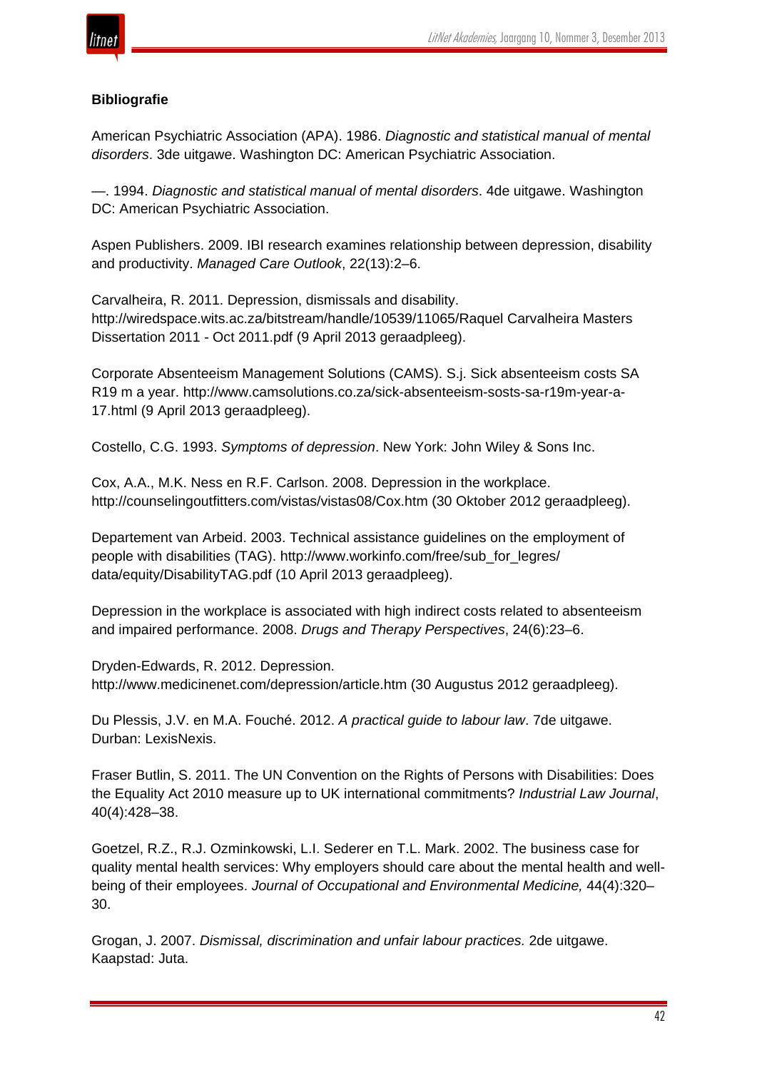**Bibliografie**

American Psychiatric Association (APA). 1986. *Diagnostic and statistical manual of mental disorders*. 3de uitgawe. Washington DC: American Psychiatric Association.

—. 1994. *Diagnostic and statistical manual of mental disorders*. 4de uitgawe. Washington DC: American Psychiatric Association.

Aspen Publishers. 2009. IBI research examines relationship between depression, disability and productivity. *Managed Care Outlook*, 22(13):2–6.

Carvalheira, R. 2011. Depression, dismissals and disability. http://wiredspace.wits.ac.za/bitstream/handle/10539/11065/Raquel Carvalheira Masters Dissertation 2011 - Oct 2011.pdf (9 April 2013 geraadpleeg).

Corporate Absenteeism Management Solutions (CAMS). S.j. Sick absenteeism costs SA R19 m a year. http://www.camsolutions.co.za/sick-absenteeism-sosts-sa-r19m-year-a-17.html (9 April 2013 geraadpleeg).

Costello, C.G. 1993. *Symptoms of depression*. New York: John Wiley & Sons Inc.

Cox, A.A., M.K. Ness en R.F. Carlson. 2008. Depression in the workplace. http://counselingoutfitters.com/vistas/vistas08/Cox.htm (30 Oktober 2012 geraadpleeg).

Departement van Arbeid. 2003. Technical assistance guidelines on the employment of people with disabilities (TAG). http://www.workinfo.com/free/sub_for_legres/data/equity/DisabilityTAG.pdf (10 April 2013 geraadpleeg).

Depression in the workplace is associated with high indirect costs related to absenteeism and impaired performance. 2008. *Drugs and Therapy Perspectives*, 24(6):23–6.

Dryden-Edwards, R. 2012. Depression. http://www.medicinenet.com/depression/article.htm (30 Augustus 2012 geraadpleeg).

Du Plessis, J.V. en M.A. Fouché. 2012. *A practical guide to labour law*. 7de uitgawe. Durban: LexisNexis.

Fraser Butlin, S. 2011. The UN Convention on the Rights of Persons with Disabilities: Does the Equality Act 2010 measure up to UK international commitments? *Industrial Law Journal*, 40(4):428–38.

Goetzel, R.Z., R.J. Ozminkowski, L.I. Sederer en T.L. Mark. 2002. The business case for quality mental health services: Why employers should care about the mental health and well-being of their employees. *Journal of Occupational and Environmental Medicine,* 44(4):320–30.

Grogan, J. 2007. *Dismissal, discrimination and unfair labour practices.* 2de uitgawe. Kaapstad: Juta.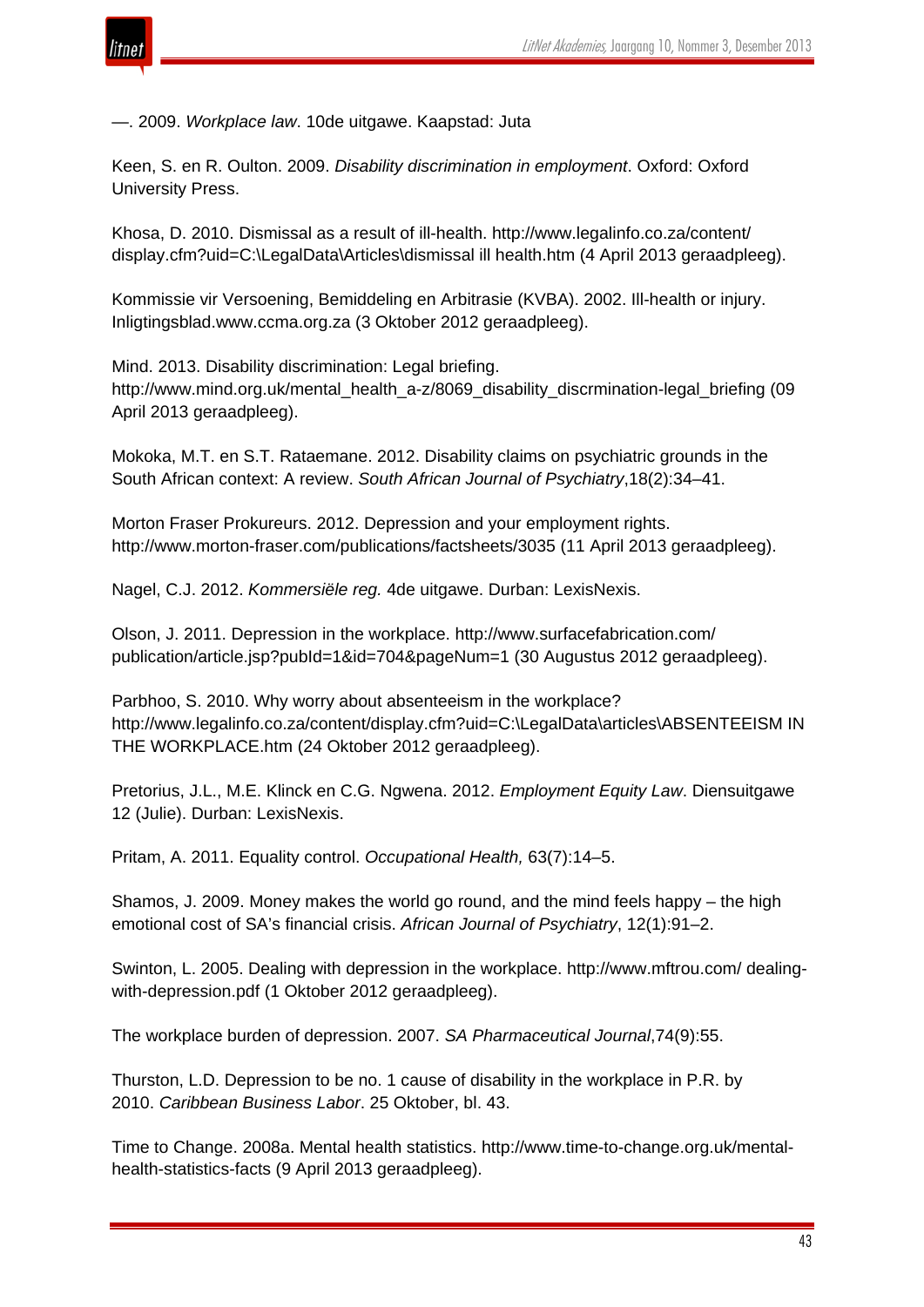—. 2009. *Workplace law*. 10de uitgawe. Kaapstad: Juta

Keen, S. en R. Oulton. 2009. *Disability discrimination in employment*. Oxford: Oxford University Press.

Khosa, D. 2010. Dismissal as a result of ill-health. http://www.legalinfo.co.za/content/display.cfm?uid=C:\LegalData\Articles\dismissal ill health.htm (4 April 2013 geraadpleeg).

Kommissie vir Versoening, Bemiddeling en Arbitrasie (KVBA). 2002. Ill-health or injury. Inligtingsblad.www.ccma.org.za (3 Oktober 2012 geraadpleeg).

Mind. 2013. Disability discrimination: Legal briefing. http://www.mind.org.uk/mental_health_a-z/8069_disability_discrmination-legal_briefing (09 April 2013 geraadpleeg).

Mokoka, M.T. en S.T. Rataemane. 2012. Disability claims on psychiatric grounds in the South African context: A review. *South African Journal of Psychiatry*,18(2):34–41.

Morton Fraser Prokureurs. 2012. Depression and your employment rights. http://www.morton-fraser.com/publications/factsheets/3035 (11 April 2013 geraadpleeg).

Nagel, C.J. 2012. *Kommersiële reg.* 4de uitgawe. Durban: LexisNexis.

Olson, J. 2011. Depression in the workplace. http://www.surfacefabrication.com/publication/article.jsp?pubId=1&id=704&pageNum=1 (30 Augustus 2012 geraadpleeg).

Parbhoo, S. 2010. Why worry about absenteeism in the workplace? http://www.legalinfo.co.za/content/display.cfm?uid=C:\LegalData\articles\ABSENTEEISM IN THE WORKPLACE.htm (24 Oktober 2012 geraadpleeg).

Pretorius, J.L., M.E. Klinck en C.G. Ngwena. 2012. *Employment Equity Law*. Diensuitgawe 12 (Julie). Durban: LexisNexis.

Pritam, A. 2011. Equality control. *Occupational Health,* 63(7):14–5.

Shamos, J. 2009. Money makes the world go round, and the mind feels happy – the high emotional cost of SA's financial crisis. *African Journal of Psychiatry*, 12(1):91–2.

Swinton, L. 2005. Dealing with depression in the workplace. http://www.mftrou.com/ dealing-with-depression.pdf (1 Oktober 2012 geraadpleeg).

The workplace burden of depression. 2007. *SA Pharmaceutical Journal*,74(9):55.

Thurston, L.D. Depression to be no. 1 cause of disability in the workplace in P.R. by 2010. *Caribbean Business Labor*. 25 Oktober, bl. 43.

Time to Change. 2008a. Mental health statistics. http://www.time-to-change.org.uk/mental-health-statistics-facts (9 April 2013 geraadpleeg).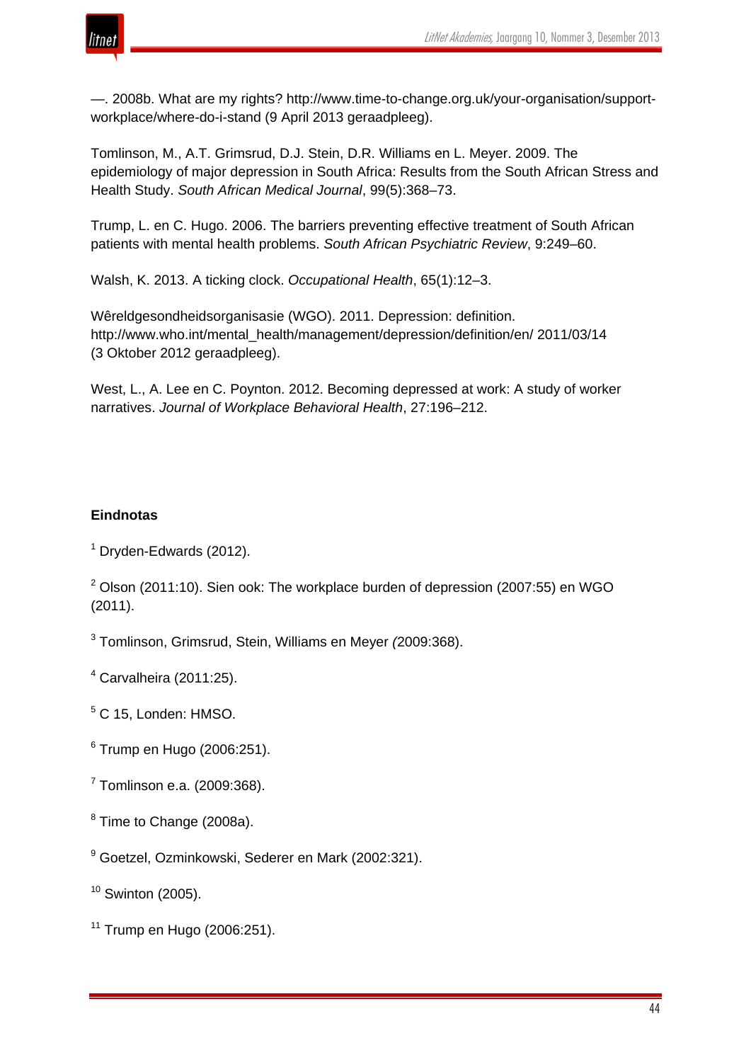—. 2008b. What are my rights? http://www.time-to-change.org.uk/your-organisation/support-workplace/where-do-i-stand (9 April 2013 geraadpleeg).

Tomlinson, M., A.T. Grimsrud, D.J. Stein, D.R. Williams en L. Meyer. 2009. The epidemiology of major depression in South Africa: Results from the South African Stress and Health Study. *South African Medical Journal*, 99(5):368–73.

Trump, L. en C. Hugo. 2006. The barriers preventing effective treatment of South African patients with mental health problems. *South African Psychiatric Review*, 9:249–60.

Walsh, K. 2013. A ticking clock. *Occupational Health*, 65(1):12–3.

Wêreldgesondheidsorganisasie (WGO). 2011. Depression: definition. http://www.who.int/mental_health/management/depression/definition/en/ 2011/03/14 (3 Oktober 2012 geraadpleeg).

West, L., A. Lee en C. Poynton. 2012. Becoming depressed at work: A study of worker narratives. *Journal of Workplace Behavioral Health*, 27:196–212.

**Eindnotas**

[1] Dryden-Edwards (2012).

[2] Olson (2011:10). Sien ook: The workplace burden of depression (2007:55) en WGO (2011).

[3] Tomlinson, Grimsrud, Stein, Williams en Meyer (2009:368).

[4] Carvalheira (2011:25).

[5] C 15, Londen: HMSO.

[6] Trump en Hugo (2006:251).

[7] Tomlinson e.a. (2009:368).

[8] Time to Change (2008a).

[9] Goetzel, Ozminkowski, Sederer en Mark (2002:321).

[10] Swinton (2005).

[11] Trump en Hugo (2006:251).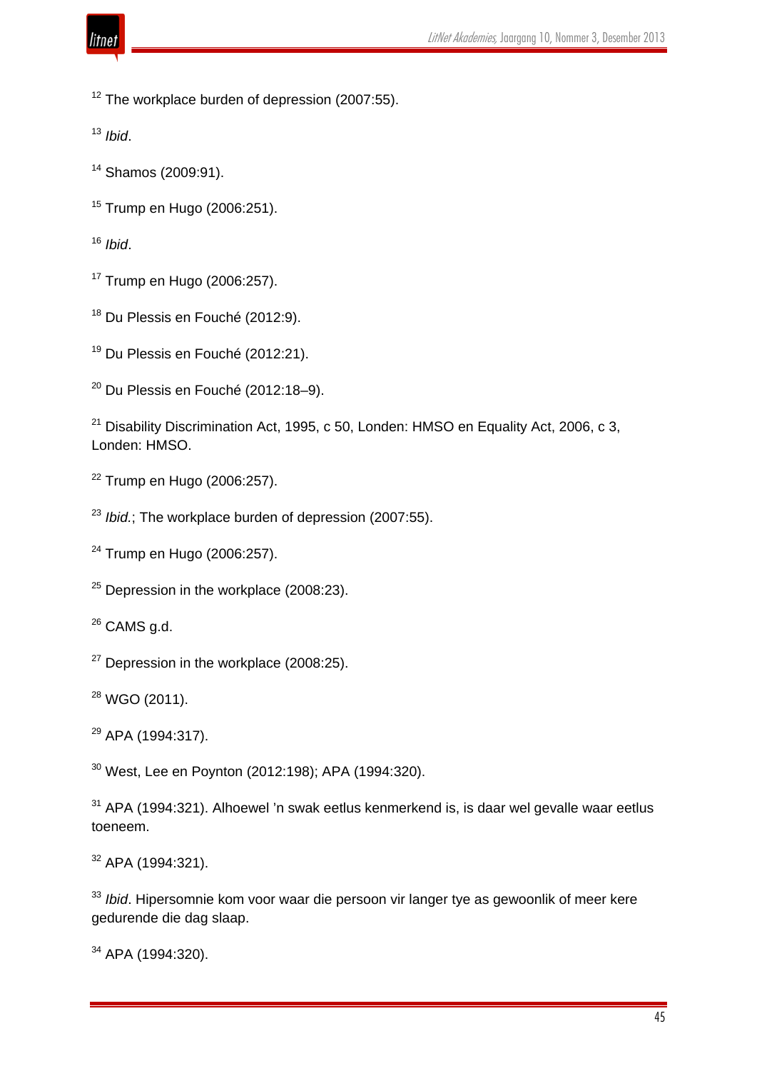[12] The workplace burden of depression (2007:55).

[13] *Ibid*.

[14] Shamos (2009:91).

[15] Trump en Hugo (2006:251).

[16] *Ibid*.

[17] Trump en Hugo (2006:257).

[18] Du Plessis en Fouché (2012:9).

[19] Du Plessis en Fouché (2012:21).

[20] Du Plessis en Fouché (2012:18–9).

[21] Disability Discrimination Act, 1995, c 50, Londen: HMSO en Equality Act, 2006, c 3, Londen: HMSO.

[22] Trump en Hugo (2006:257).

[23] *Ibid.*; The workplace burden of depression (2007:55).

[24] Trump en Hugo (2006:257).

[25] Depression in the workplace (2008:23).

[26] CAMS g.d.

[27] Depression in the workplace (2008:25).

[28] WGO (2011).

[29] APA (1994:317).

[30] West, Lee en Poynton (2012:198); APA (1994:320).

[31] APA (1994:321). Alhoewel 'n swak eetlus kenmerkend is, is daar wel gevalle waar eetlus toeneem.

[32] APA (1994:321).

[33] *Ibid*. Hipersomnie kom voor waar die persoon vir langer tye as gewoonlik of meer kere gedurende die dag slaap.

[34] APA (1994:320).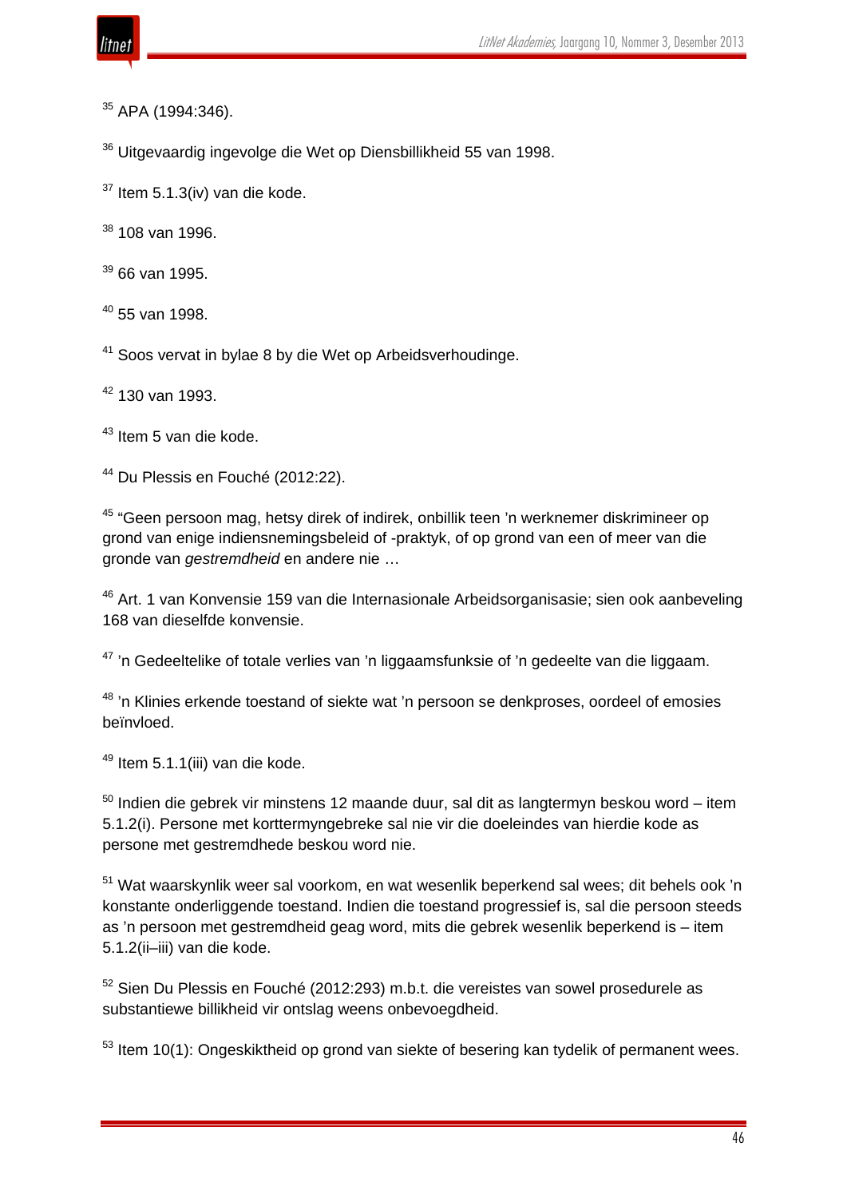[35] APA (1994:346).

[36] Uitgevaardig ingevolge die Wet op Diensbillikheid 55 van 1998.

[37] Item 5.1.3(iv) van die kode.

[38] 108 van 1996.

[39] 66 van 1995.

[40] 55 van 1998.

[41] Soos vervat in bylae 8 by die Wet op Arbeidsverhoudinge.

[42] 130 van 1993.

[43] Item 5 van die kode.

[44] Du Plessis en Fouché (2012:22).

[45] "Geen persoon mag, hetsy direk of indirek, onbillik teen 'n werknemer diskrimineer op grond van enige indiensnemingsbeleid of -praktyk, of op grond van een of meer van die gronde van *gestremdheid* en andere nie …

[46] Art. 1 van Konvensie 159 van die Internasionale Arbeidsorganisasie; sien ook aanbeveling 168 van dieselfde konvensie.

[47] 'n Gedeeltelike of totale verlies van 'n liggaamsfunksie of 'n gedeelte van die liggaam.

[48] 'n Klinies erkende toestand of siekte wat 'n persoon se denkproses, oordeel of emosies beïnvloed.

[49] Item 5.1.1(iii) van die kode.

[50] Indien die gebrek vir minstens 12 maande duur, sal dit as langtermyn beskou word – item 5.1.2(i). Persone met korttermyngebreke sal nie vir die doeleindes van hierdie kode as persone met gestremdhede beskou word nie.

[51] Wat waarskynlik weer sal voorkom, en wat wesenlik beperkend sal wees; dit behels ook 'n konstante onderliggende toestand. Indien die toestand progressief is, sal die persoon steeds as 'n persoon met gestremdheid geag word, mits die gebrek wesenlik beperkend is – item 5.1.2(ii–iii) van die kode.

[52] Sien Du Plessis en Fouché (2012:293) m.b.t. die vereistes van sowel prosedurele as substantiewe billikheid vir ontslag weens onbevoegdheid.

[53] Item 10(1): Ongeskiktheid op grond van siekte of besering kan tydelik of permanent wees.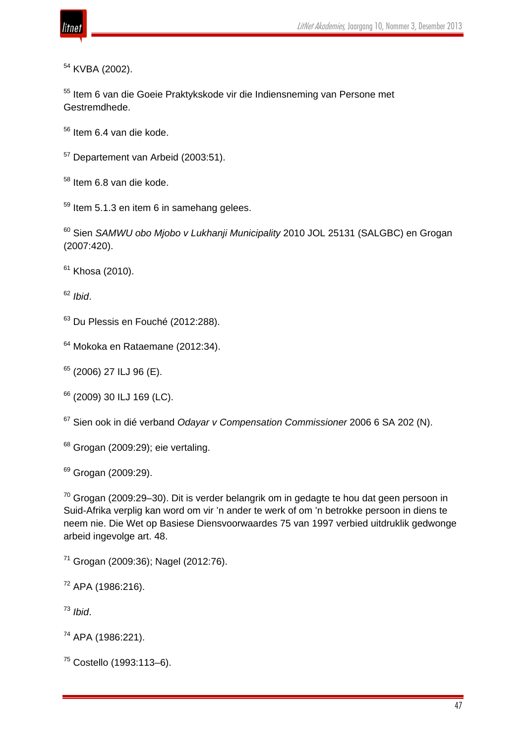[54] KVBA (2002).

[55] Item 6 van die Goeie Praktykskode vir die Indiensneming van Persone met Gestremdhede.

[56] Item 6.4 van die kode.

[57] Departement van Arbeid (2003:51).

[58] Item 6.8 van die kode.

[59] Item 5.1.3 en item 6 in samehang gelees.

[60] Sien *SAMWU obo Mjobo v Lukhanji Municipality* 2010 JOL 25131 (SALGBC) en Grogan (2007:420).

[61] Khosa (2010).

[62] *Ibid*.

[63] Du Plessis en Fouché (2012:288).

[64] Mokoka en Rataemane (2012:34).

[65] (2006) 27 ILJ 96 (E).

[66] (2009) 30 ILJ 169 (LC).

[67] Sien ook in dié verband *Odayar v Compensation Commissioner* 2006 6 SA 202 (N).

[68] Grogan (2009:29); eie vertaling.

[69] Grogan (2009:29).

[70] Grogan (2009:29–30). Dit is verder belangrik om in gedagte te hou dat geen persoon in Suid-Afrika verplig kan word om vir ’n ander te werk of om ’n betrokke persoon in diens te neem nie. Die Wet op Basiese Diensvoorwaardes 75 van 1997 verbied uitdruklik gedwonge arbeid ingevolge art. 48.

[71] Grogan (2009:36); Nagel (2012:76).

[72] APA (1986:216).

[73] *Ibid*.

[74] APA (1986:221).

[75] Costello (1993:113–6).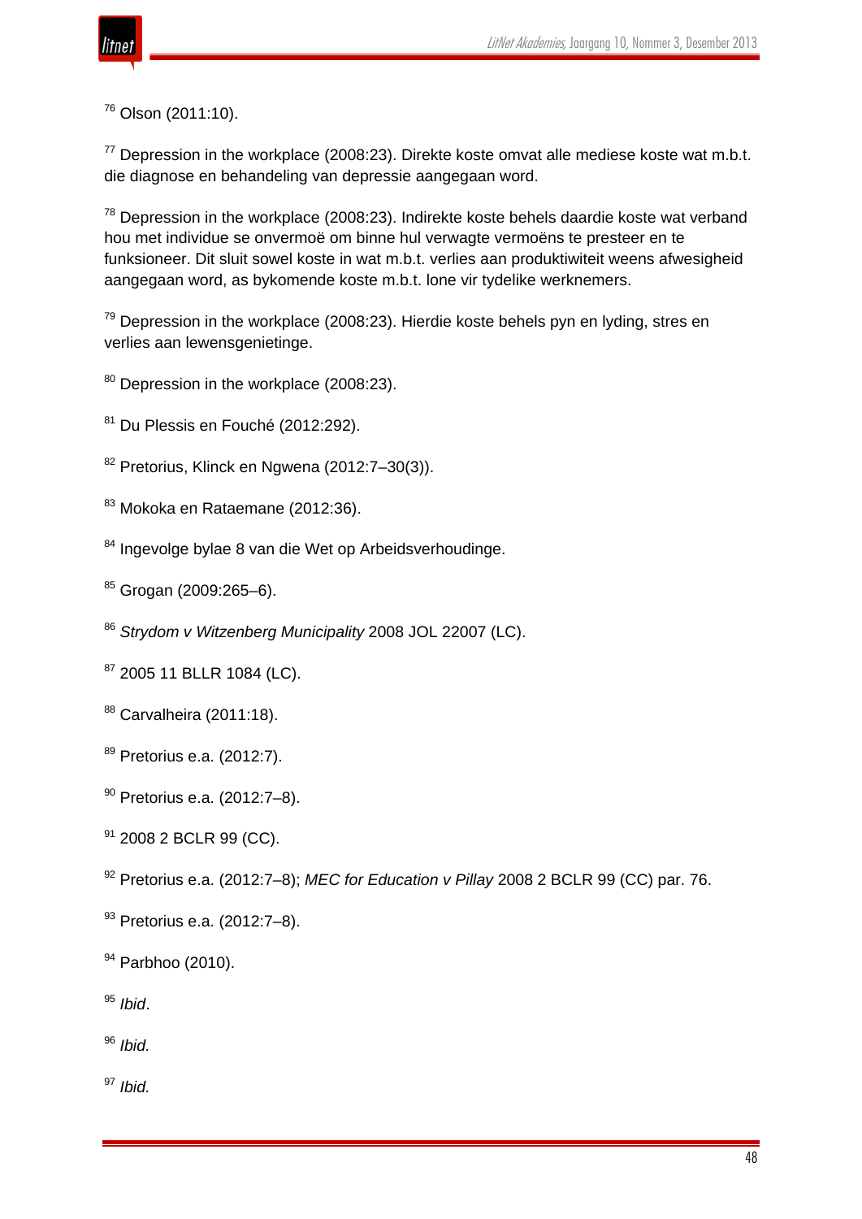[76] Olson (2011:10).

[77] Depression in the workplace (2008:23). Direkte koste omvat alle mediese koste wat m.b.t. die diagnose en behandeling van depressie aangegaan word.

[78] Depression in the workplace (2008:23). Indirekte koste behels daardie koste wat verband hou met individue se onvermoë om binne hul verwagte vermoëns te presteer en te funksioneer. Dit sluit sowel koste in wat m.b.t. verlies aan produktiwiteit weens afwesigheid aangegaan word, as bykomende koste m.b.t. lone vir tydelike werknemers.

[79] Depression in the workplace (2008:23). Hierdie koste behels pyn en lyding, stres en verlies aan lewensgenietinge.

[80] Depression in the workplace (2008:23).

[81] Du Plessis en Fouché (2012:292).

[82] Pretorius, Klinck en Ngwena (2012:7–30(3)).

[83] Mokoka en Rataemane (2012:36).

[84] Ingevolge bylae 8 van die Wet op Arbeidsverhoudinge.

[85] Grogan (2009:265–6).

[86] *Strydom v Witzenberg Municipality* 2008 JOL 22007 (LC).

[87] 2005 11 BLLR 1084 (LC).

[88] Carvalheira (2011:18).

[89] Pretorius e.a. (2012:7).

[90] Pretorius e.a. (2012:7–8).

[91] 2008 2 BCLR 99 (CC).

[92] Pretorius e.a. (2012:7–8); *MEC for Education v Pillay* 2008 2 BCLR 99 (CC) par. 76.

[93] Pretorius e.a. (2012:7–8).

[94] Parbhoo (2010).

[95] *Ibid*.

[96] *Ibid.*

[97] *Ibid.*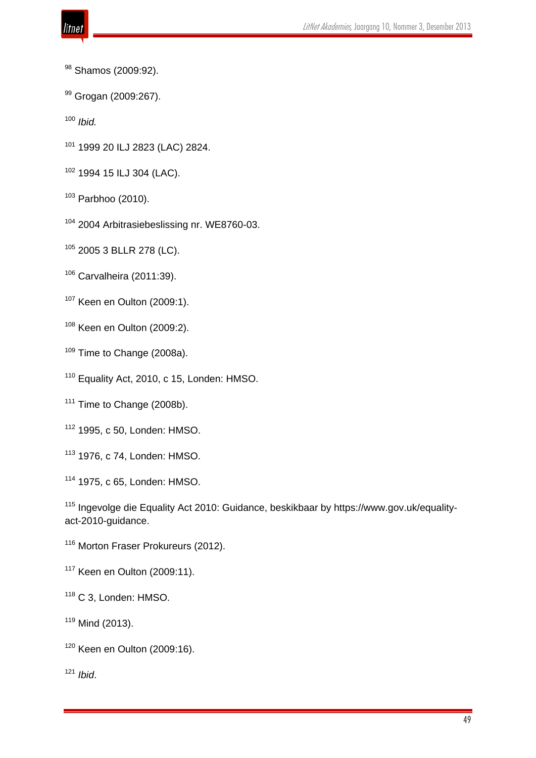[98] Shamos (2009:92).

[99] Grogan (2009:267).

[100] *Ibid.*

[101] 1999 20 ILJ 2823 (LAC) 2824.

[102] 1994 15 ILJ 304 (LAC).

[103] Parbhoo (2010).

[104] 2004 Arbitrasiebeslissing nr. WE8760-03.

[105] 2005 3 BLLR 278 (LC).

[106] Carvalheira (2011:39).

[107] Keen en Oulton (2009:1).

[108] Keen en Oulton (2009:2).

[109] Time to Change (2008a).

[110] Equality Act, 2010, c 15, Londen: HMSO.

[111] Time to Change (2008b).

[112] 1995, c 50, Londen: HMSO.

[113] 1976, c 74, Londen: HMSO.

[114] 1975, c 65, Londen: HMSO.

[115] Ingevolge die Equality Act 2010: Guidance, beskikbaar by https://www.gov.uk/equality-act-2010-guidance.

[116] Morton Fraser Prokureurs (2012).

[117] Keen en Oulton (2009:11).

[118] C 3, Londen: HMSO.

[119] Mind (2013).

[120] Keen en Oulton (2009:16).

[121] *Ibid*.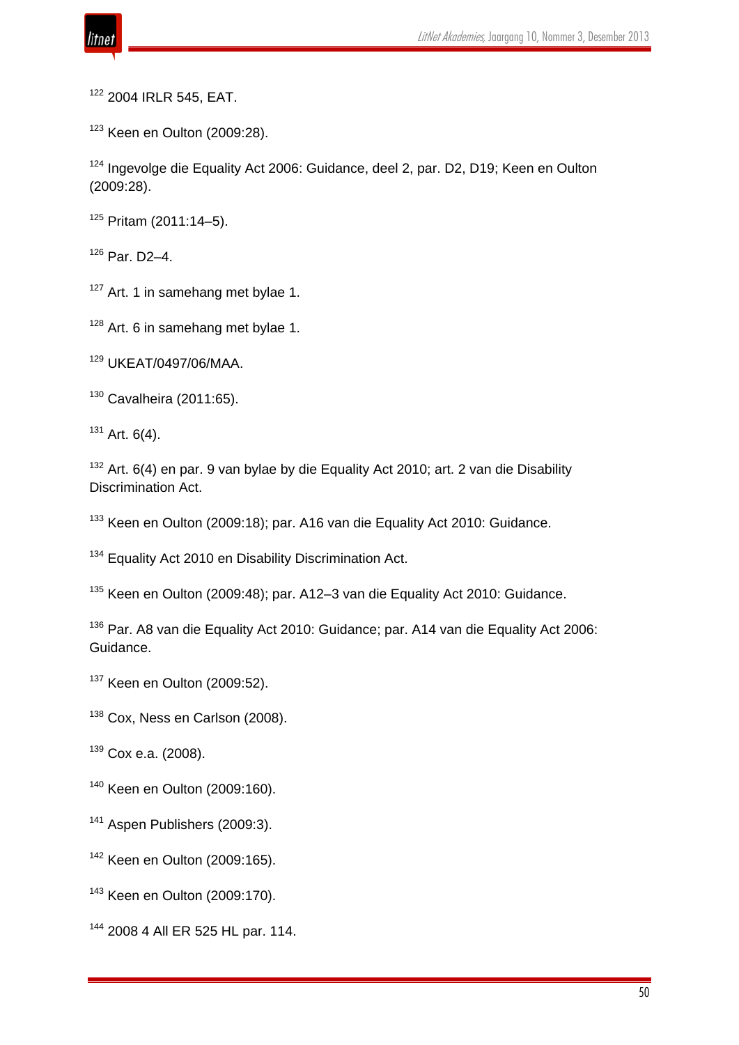[122] 2004 IRLR 545, EAT.

[123] Keen en Oulton (2009:28).

[124] Ingevolge die Equality Act 2006: Guidance, deel 2, par. D2, D19; Keen en Oulton (2009:28).

[125] Pritam (2011:14–5).

[126] Par. D2–4.

[127] Art. 1 in samehang met bylae 1.

[128] Art. 6 in samehang met bylae 1.

[129] UKEAT/0497/06/MAA.

[130] Cavalheira (2011:65).

[131] Art. 6(4).

[132] Art. 6(4) en par. 9 van bylae by die Equality Act 2010; art. 2 van die Disability Discrimination Act.

[133] Keen en Oulton (2009:18); par. A16 van die Equality Act 2010: Guidance.

[134] Equality Act 2010 en Disability Discrimination Act.

[135] Keen en Oulton (2009:48); par. A12–3 van die Equality Act 2010: Guidance.

[136] Par. A8 van die Equality Act 2010: Guidance; par. A14 van die Equality Act 2006: Guidance.

[137] Keen en Oulton (2009:52).

[138] Cox, Ness en Carlson (2008).

[139] Cox e.a. (2008).

[140] Keen en Oulton (2009:160).

[141] Aspen Publishers (2009:3).

[142] Keen en Oulton (2009:165).

[143] Keen en Oulton (2009:170).

[144] 2008 4 All ER 525 HL par. 114.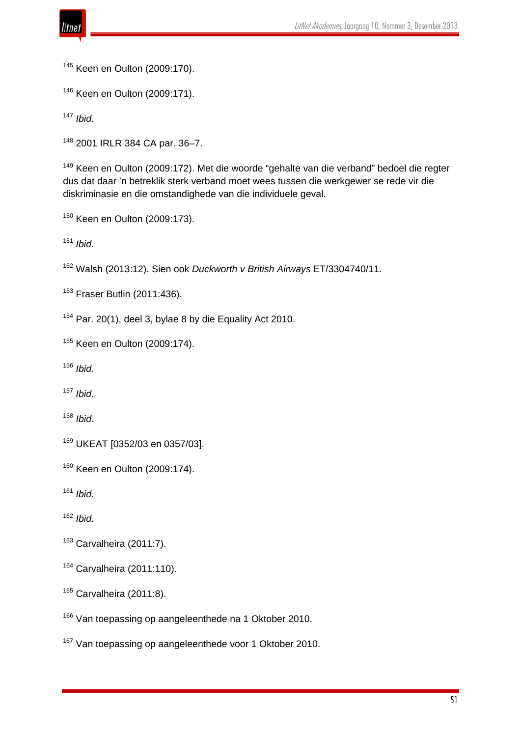[145] Keen en Oulton (2009:170).

[146] Keen en Oulton (2009:171).

[147] *Ibid*.

[148] 2001 IRLR 384 CA par. 36–7.

[149] Keen en Oulton (2009:172). Met die woorde "gehalte van die verband" bedoel die regter dus dat daar 'n betreklik sterk verband moet wees tussen die werkgewer se rede vir die diskriminasie en die omstandighede van die individuele geval.

[150] Keen en Oulton (2009:173).

[151] *Ibid*.

[152] Walsh (2013:12). Sien ook *Duckworth v British Airways* ET/3304740/11.

[153] Fraser Butlin (2011:436).

[154] Par. 20(1), deel 3, bylae 8 by die Equality Act 2010.

[155] Keen en Oulton (2009:174).

[156] *Ibid.*

[157] *Ibid*.

[158] *Ibid*.

[159] UKEAT [0352/03 en 0357/03].

[160] Keen en Oulton (2009:174).

[161] *Ibid*.

[162] *Ibid*.

[163] Carvalheira (2011:7).

[164] Carvalheira (2011:110).

[165] Carvalheira (2011:8).

[166] Van toepassing op aangeleenthede na 1 Oktober 2010.

[167] Van toepassing op aangeleenthede voor 1 Oktober 2010.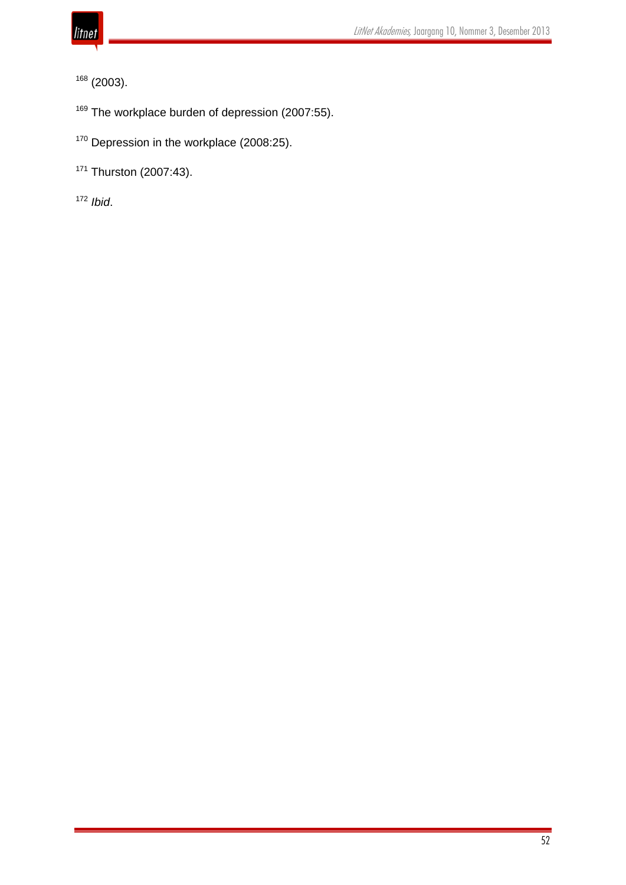[168] (2003).

[169] The workplace burden of depression (2007:55).

[170] Depression in the workplace (2008:25).

[171] Thurston (2007:43).

[172] *Ibid*.